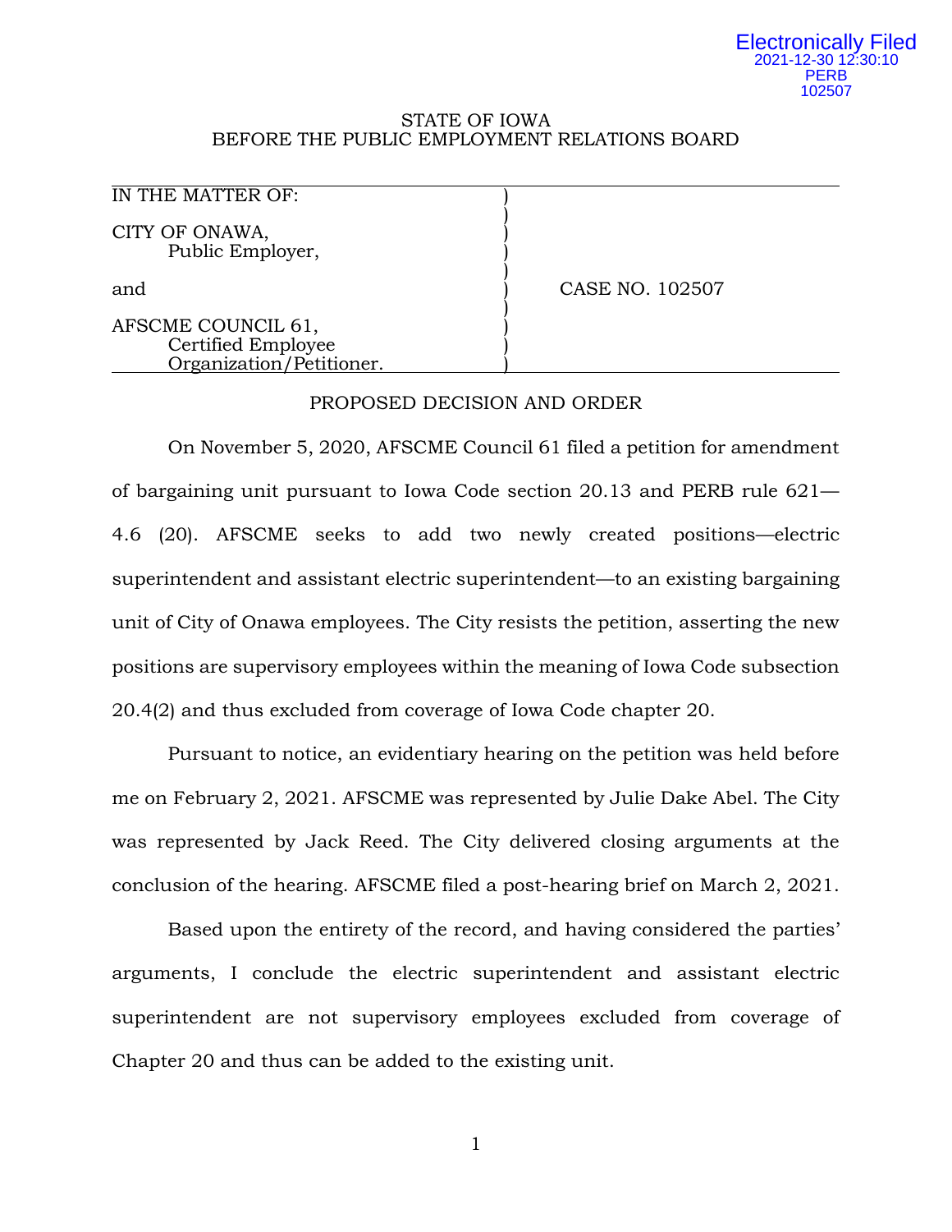Electronically Filed
2021-12-30 12:30:10
PERB
102507

STATE OF IOWA
BEFORE THE PUBLIC EMPLOYMENT RELATIONS BOARD

| | |
|---|---|
| IN THE MATTER OF:<br><br>CITY OF ONAWA,<br>Public Employer,<br><br>and<br><br>AFSCME COUNCIL 61,<br>Certified Employee Organization/Petitioner. | CASE NO. 102507 |

PROPOSED DECISION AND ORDER

On November 5, 2020, AFSCME Council 61 filed a petition for amendment of bargaining unit pursuant to Iowa Code section 20.13 and PERB rule 621—4.6 (20). AFSCME seeks to add two newly created positions—electric superintendent and assistant electric superintendent—to an existing bargaining unit of City of Onawa employees. The City resists the petition, asserting the new positions are supervisory employees within the meaning of Iowa Code subsection 20.4(2) and thus excluded from coverage of Iowa Code chapter 20.

Pursuant to notice, an evidentiary hearing on the petition was held before me on February 2, 2021. AFSCME was represented by Julie Dake Abel. The City was represented by Jack Reed. The City delivered closing arguments at the conclusion of the hearing. AFSCME filed a post-hearing brief on March 2, 2021.

Based upon the entirety of the record, and having considered the parties' arguments, I conclude the electric superintendent and assistant electric superintendent are not supervisory employees excluded from coverage of Chapter 20 and thus can be added to the existing unit.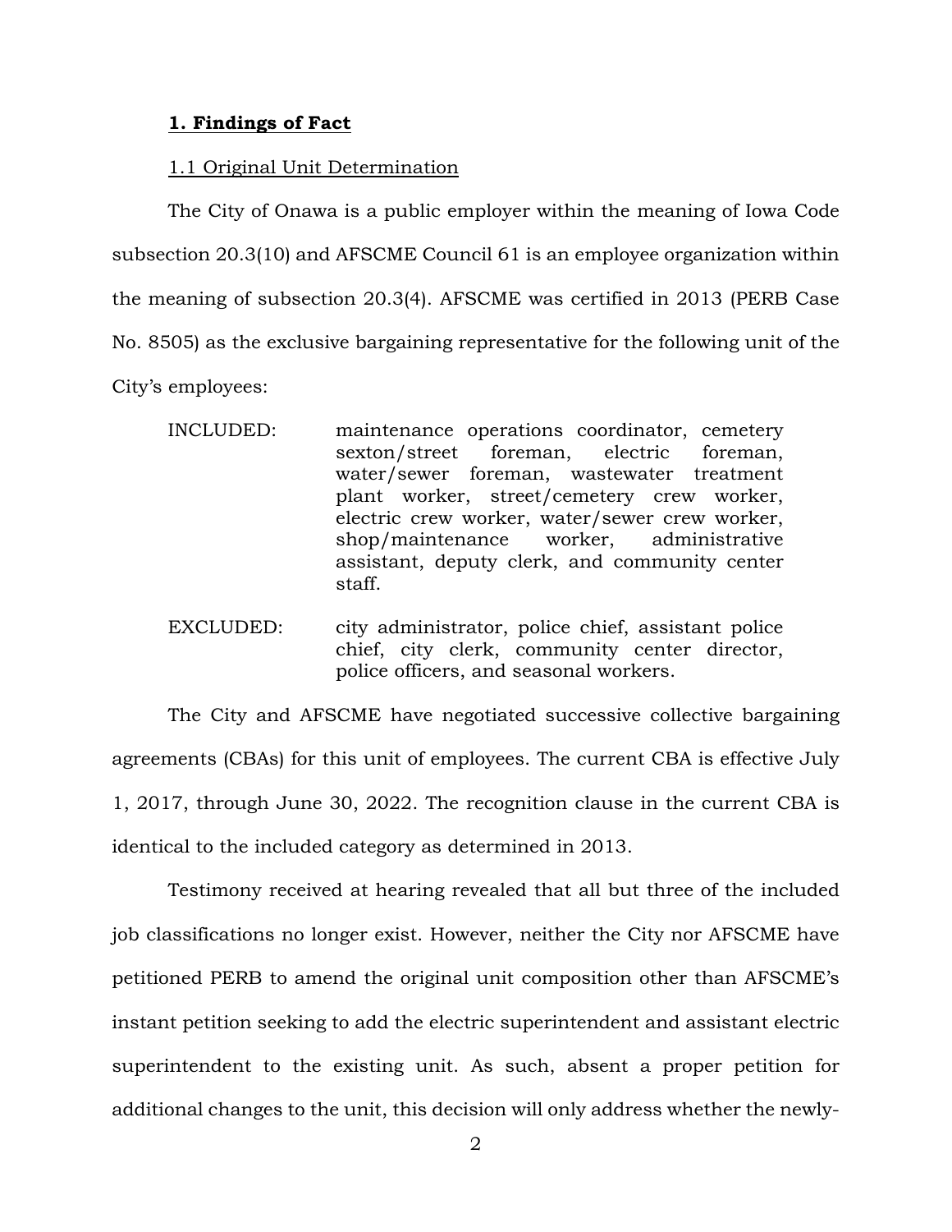## 1. Findings of Fact

### 1.1 Original Unit Determination

The City of Onawa is a public employer within the meaning of Iowa Code subsection 20.3(10) and AFSCME Council 61 is an employee organization within the meaning of subsection 20.3(4). AFSCME was certified in 2013 (PERB Case No. 8505) as the exclusive bargaining representative for the following unit of the City's employees:

INCLUDED: maintenance operations coordinator, cemetery sexton/street foreman, electric foreman, water/sewer foreman, wastewater treatment plant worker, street/cemetery crew worker, electric crew worker, water/sewer crew worker, shop/maintenance worker, administrative assistant, deputy clerk, and community center staff.

EXCLUDED: city administrator, police chief, assistant police chief, city clerk, community center director, police officers, and seasonal workers.

The City and AFSCME have negotiated successive collective bargaining agreements (CBAs) for this unit of employees. The current CBA is effective July 1, 2017, through June 30, 2022. The recognition clause in the current CBA is identical to the included category as determined in 2013.

Testimony received at hearing revealed that all but three of the included job classifications no longer exist. However, neither the City nor AFSCME have petitioned PERB to amend the original unit composition other than AFSCME's instant petition seeking to add the electric superintendent and assistant electric superintendent to the existing unit. As such, absent a proper petition for additional changes to the unit, this decision will only address whether the newly-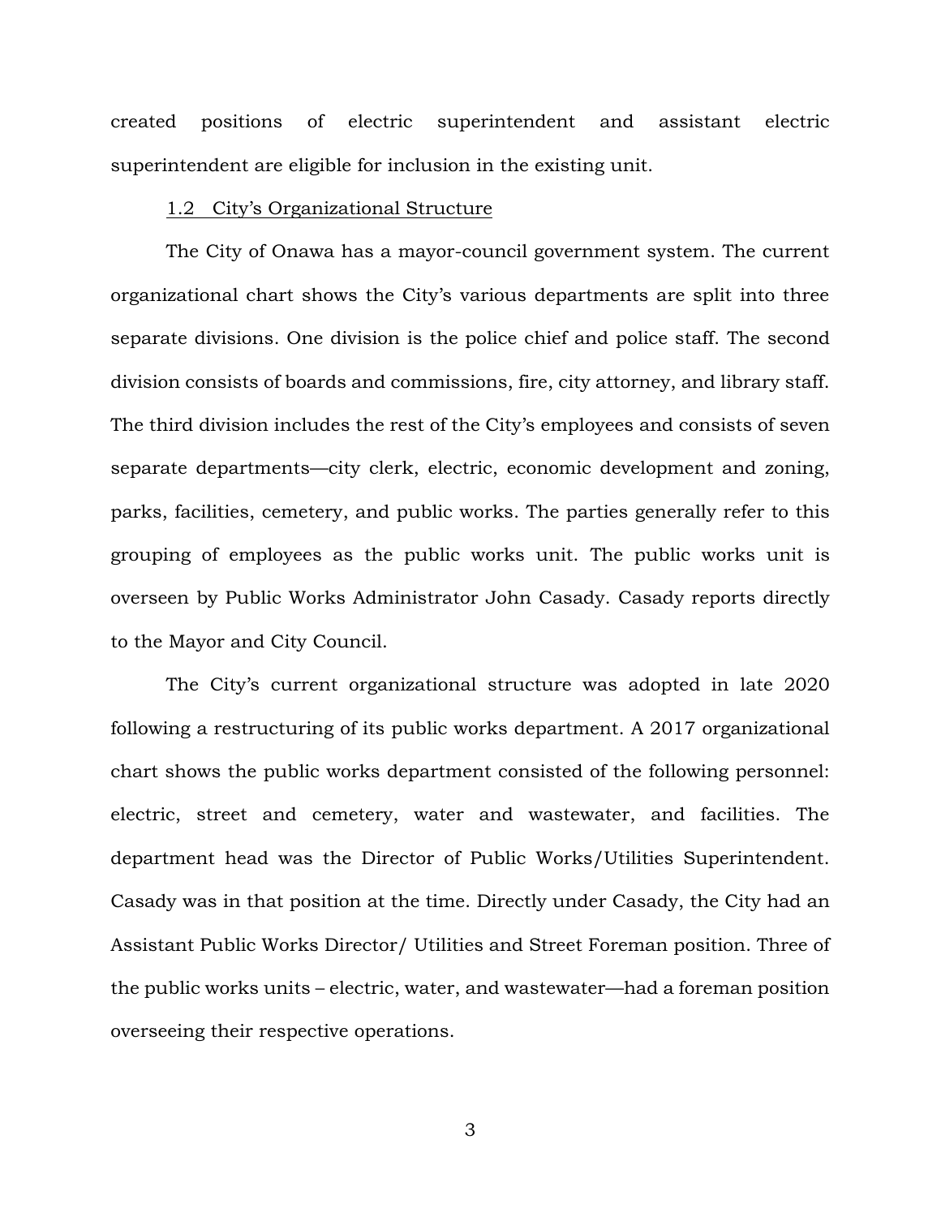created positions of electric superintendent and assistant electric superintendent are eligible for inclusion in the existing unit.

### 1.2 City's Organizational Structure

The City of Onawa has a mayor-council government system. The current organizational chart shows the City's various departments are split into three separate divisions. One division is the police chief and police staff. The second division consists of boards and commissions, fire, city attorney, and library staff. The third division includes the rest of the City's employees and consists of seven separate departments—city clerk, electric, economic development and zoning, parks, facilities, cemetery, and public works. The parties generally refer to this grouping of employees as the public works unit. The public works unit is overseen by Public Works Administrator John Casady. Casady reports directly to the Mayor and City Council.

The City's current organizational structure was adopted in late 2020 following a restructuring of its public works department. A 2017 organizational chart shows the public works department consisted of the following personnel: electric, street and cemetery, water and wastewater, and facilities. The department head was the Director of Public Works/Utilities Superintendent. Casady was in that position at the time. Directly under Casady, the City had an Assistant Public Works Director/ Utilities and Street Foreman position. Three of the public works units – electric, water, and wastewater—had a foreman position overseeing their respective operations.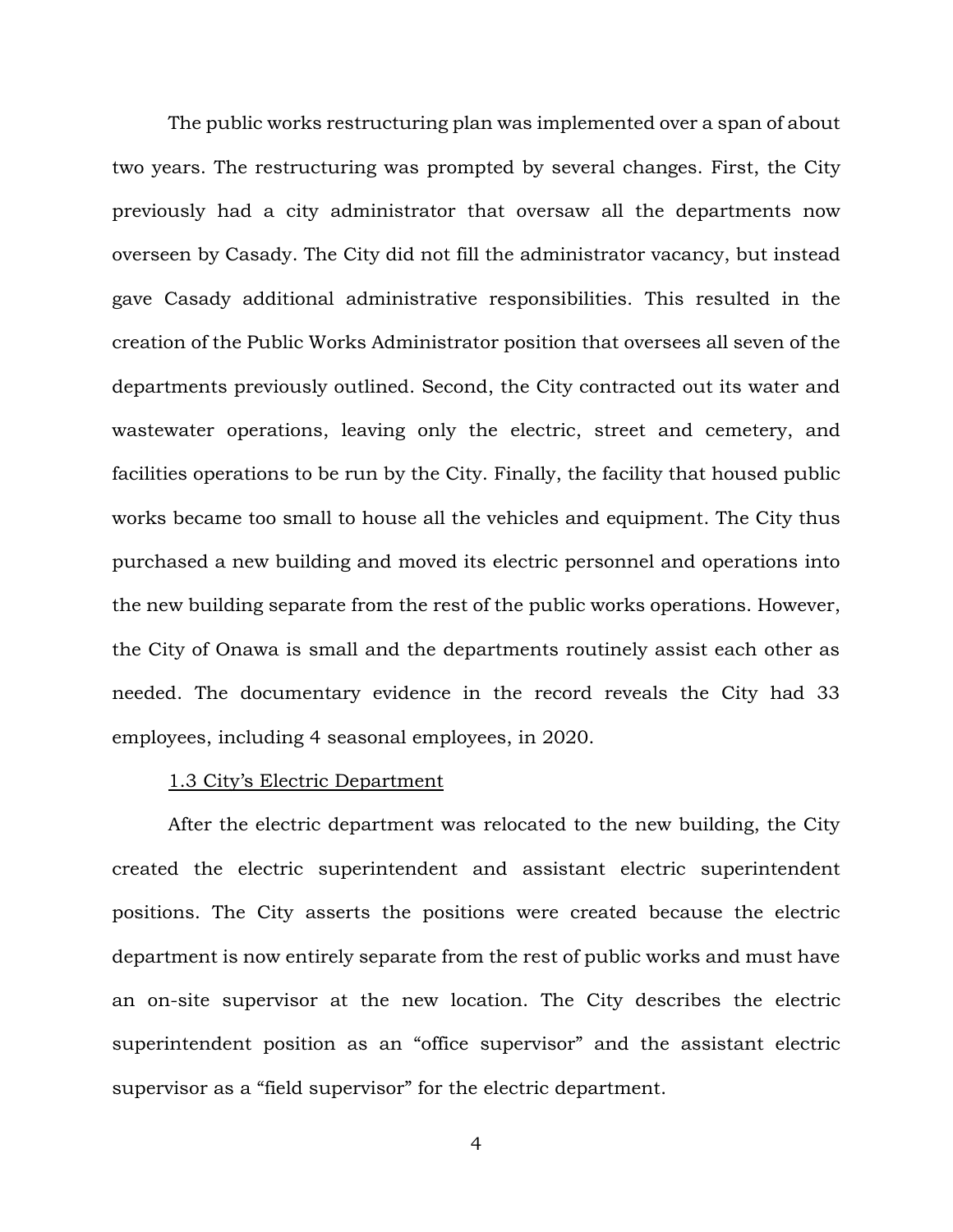The public works restructuring plan was implemented over a span of about two years. The restructuring was prompted by several changes. First, the City previously had a city administrator that oversaw all the departments now overseen by Casady. The City did not fill the administrator vacancy, but instead gave Casady additional administrative responsibilities. This resulted in the creation of the Public Works Administrator position that oversees all seven of the departments previously outlined. Second, the City contracted out its water and wastewater operations, leaving only the electric, street and cemetery, and facilities operations to be run by the City. Finally, the facility that housed public works became too small to house all the vehicles and equipment. The City thus purchased a new building and moved its electric personnel and operations into the new building separate from the rest of the public works operations. However, the City of Onawa is small and the departments routinely assist each other as needed. The documentary evidence in the record reveals the City had 33 employees, including 4 seasonal employees, in 2020.

### 1.3 City's Electric Department

After the electric department was relocated to the new building, the City created the electric superintendent and assistant electric superintendent positions. The City asserts the positions were created because the electric department is now entirely separate from the rest of public works and must have an on-site supervisor at the new location. The City describes the electric superintendent position as an "office supervisor" and the assistant electric supervisor as a "field supervisor" for the electric department.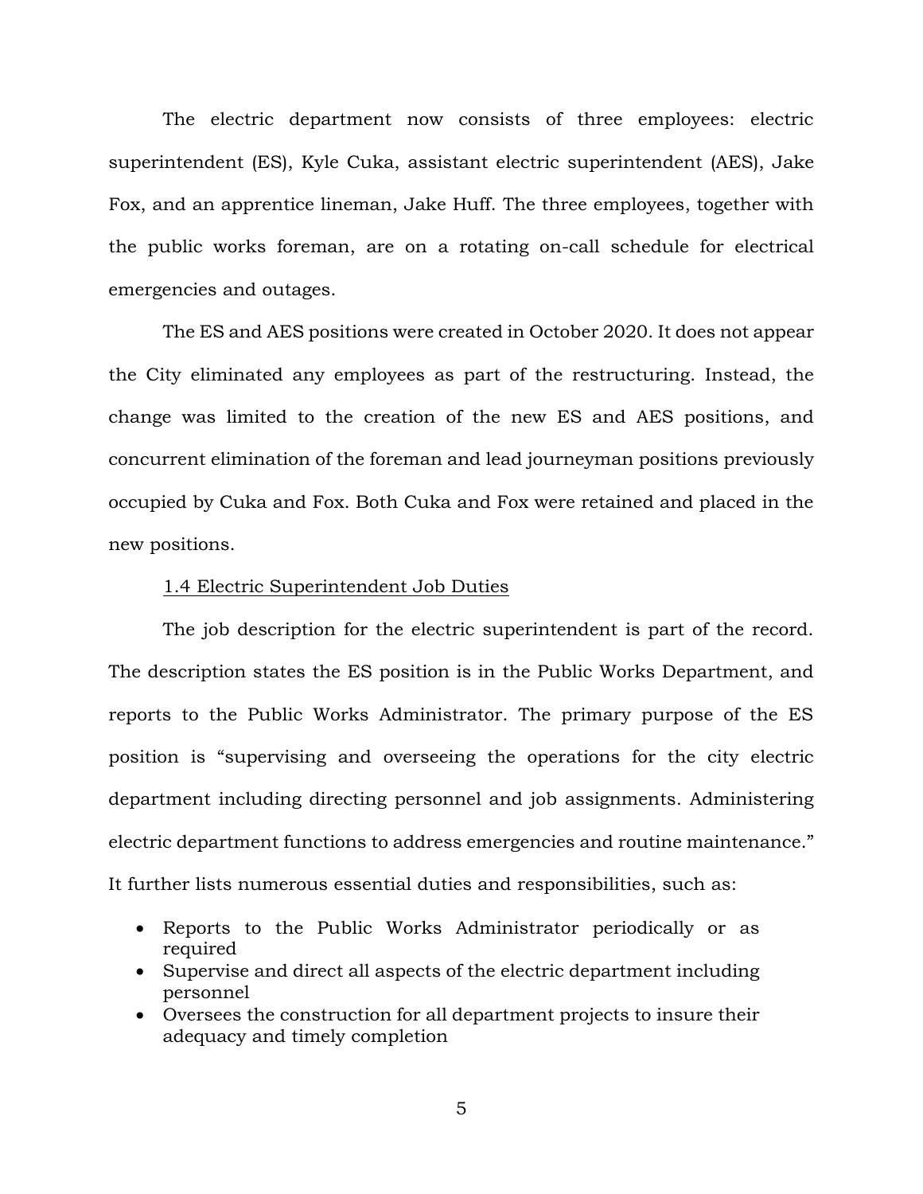The electric department now consists of three employees: electric superintendent (ES), Kyle Cuka, assistant electric superintendent (AES), Jake Fox, and an apprentice lineman, Jake Huff. The three employees, together with the public works foreman, are on a rotating on-call schedule for electrical emergencies and outages.

The ES and AES positions were created in October 2020. It does not appear the City eliminated any employees as part of the restructuring. Instead, the change was limited to the creation of the new ES and AES positions, and concurrent elimination of the foreman and lead journeyman positions previously occupied by Cuka and Fox. Both Cuka and Fox were retained and placed in the new positions.

<u>1.4 Electric Superintendent Job Duties</u>

The job description for the electric superintendent is part of the record. The description states the ES position is in the Public Works Department, and reports to the Public Works Administrator. The primary purpose of the ES position is "supervising and overseeing the operations for the city electric department including directing personnel and job assignments. Administering electric department functions to address emergencies and routine maintenance." It further lists numerous essential duties and responsibilities, such as:

- Reports to the Public Works Administrator periodically or as required
- Supervise and direct all aspects of the electric department including personnel
- Oversees the construction for all department projects to insure their adequacy and timely completion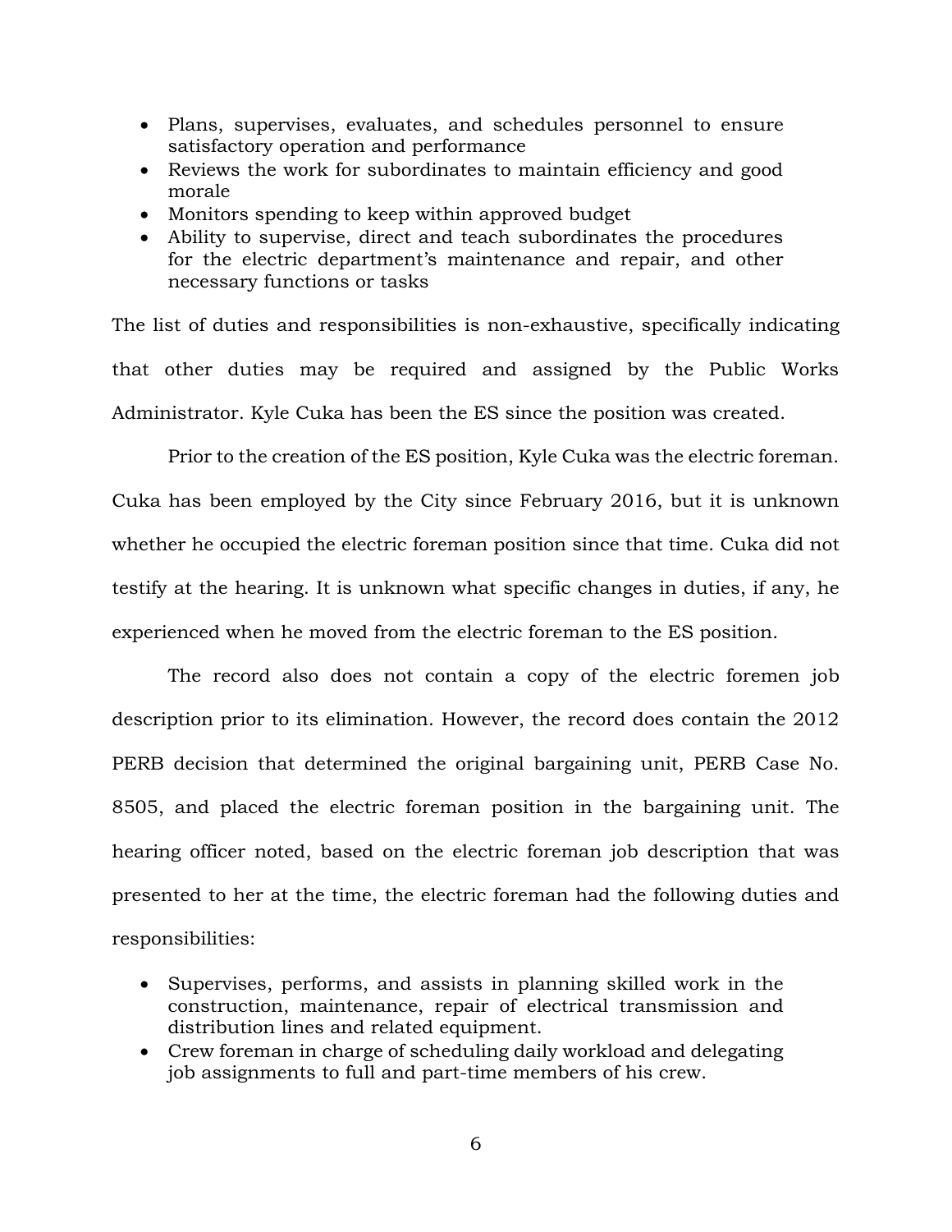- Plans, supervises, evaluates, and schedules personnel to ensure satisfactory operation and performance
- Reviews the work for subordinates to maintain efficiency and good morale
- Monitors spending to keep within approved budget
- Ability to supervise, direct and teach subordinates the procedures for the electric department's maintenance and repair, and other necessary functions or tasks

The list of duties and responsibilities is non-exhaustive, specifically indicating that other duties may be required and assigned by the Public Works Administrator. Kyle Cuka has been the ES since the position was created.

Prior to the creation of the ES position, Kyle Cuka was the electric foreman. Cuka has been employed by the City since February 2016, but it is unknown whether he occupied the electric foreman position since that time. Cuka did not testify at the hearing. It is unknown what specific changes in duties, if any, he experienced when he moved from the electric foreman to the ES position.

The record also does not contain a copy of the electric foremen job description prior to its elimination. However, the record does contain the 2012 PERB decision that determined the original bargaining unit, PERB Case No. 8505, and placed the electric foreman position in the bargaining unit. The hearing officer noted, based on the electric foreman job description that was presented to her at the time, the electric foreman had the following duties and responsibilities:

- Supervises, performs, and assists in planning skilled work in the construction, maintenance, repair of electrical transmission and distribution lines and related equipment.
- Crew foreman in charge of scheduling daily workload and delegating job assignments to full and part-time members of his crew.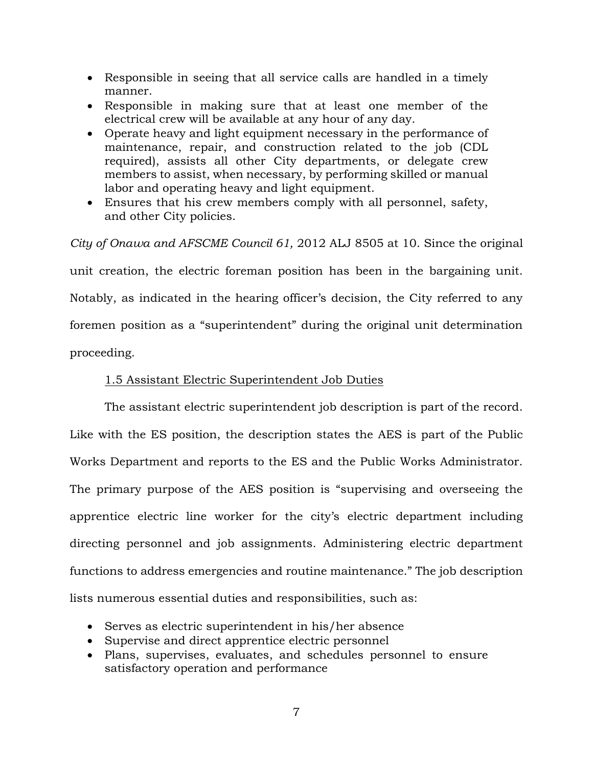- Responsible in seeing that all service calls are handled in a timely manner.
- Responsible in making sure that at least one member of the electrical crew will be available at any hour of any day.
- Operate heavy and light equipment necessary in the performance of maintenance, repair, and construction related to the job (CDL required), assists all other City departments, or delegate crew members to assist, when necessary, by performing skilled or manual labor and operating heavy and light equipment.
- Ensures that his crew members comply with all personnel, safety, and other City policies.

*City of Onawa and AFSCME Council 61,* 2012 ALJ 8505 at 10. Since the original unit creation, the electric foreman position has been in the bargaining unit. Notably, as indicated in the hearing officer's decision, the City referred to any foremen position as a "superintendent" during the original unit determination proceeding.

<u>1.5 Assistant Electric Superintendent Job Duties</u>

The assistant electric superintendent job description is part of the record. Like with the ES position, the description states the AES is part of the Public Works Department and reports to the ES and the Public Works Administrator. The primary purpose of the AES position is "supervising and overseeing the apprentice electric line worker for the city's electric department including directing personnel and job assignments. Administering electric department functions to address emergencies and routine maintenance." The job description lists numerous essential duties and responsibilities, such as:

- Serves as electric superintendent in his/her absence
- Supervise and direct apprentice electric personnel
- Plans, supervises, evaluates, and schedules personnel to ensure satisfactory operation and performance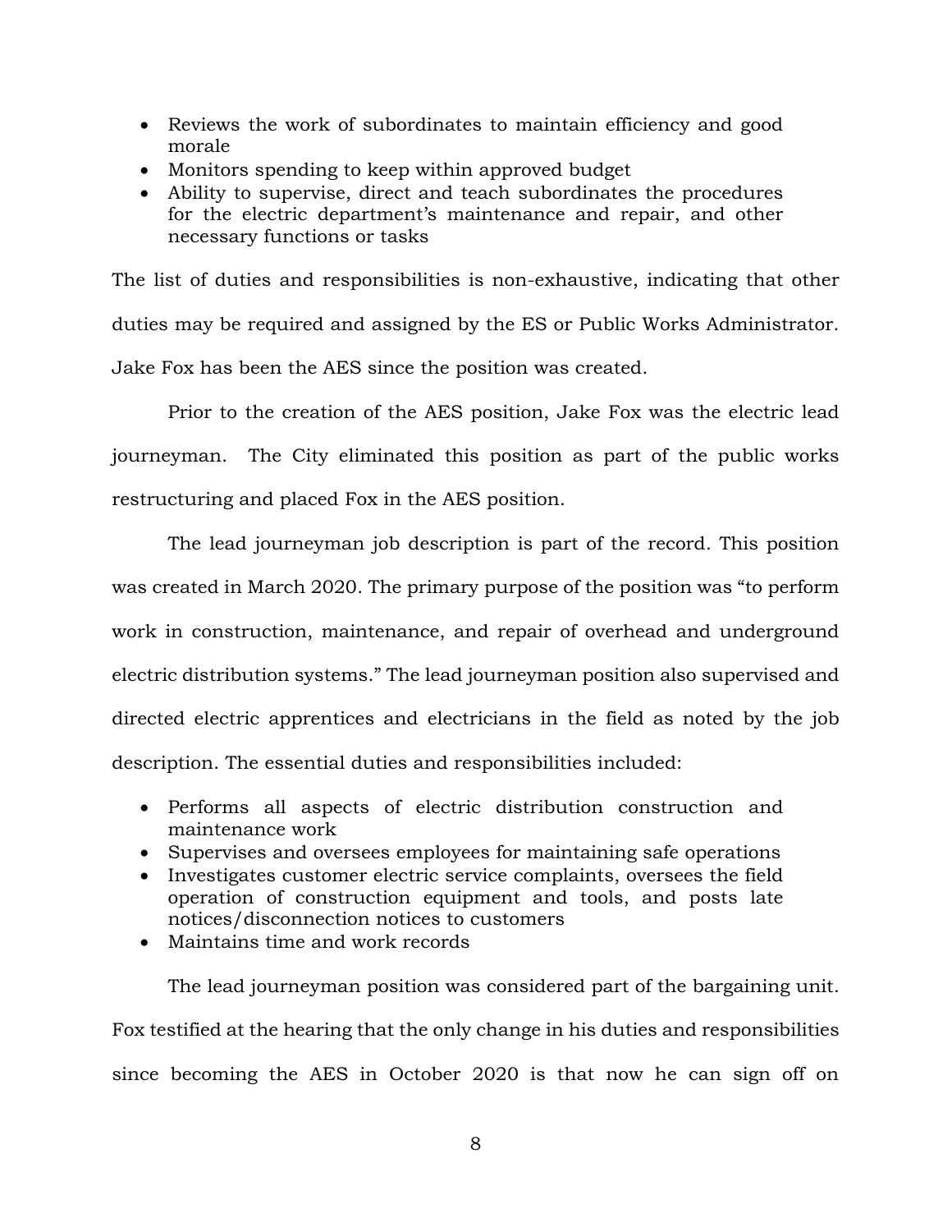- Reviews the work of subordinates to maintain efficiency and good morale
- Monitors spending to keep within approved budget
- Ability to supervise, direct and teach subordinates the procedures for the electric department's maintenance and repair, and other necessary functions or tasks

The list of duties and responsibilities is non-exhaustive, indicating that other duties may be required and assigned by the ES or Public Works Administrator. Jake Fox has been the AES since the position was created.

Prior to the creation of the AES position, Jake Fox was the electric lead journeyman. The City eliminated this position as part of the public works restructuring and placed Fox in the AES position.

The lead journeyman job description is part of the record. This position was created in March 2020. The primary purpose of the position was "to perform work in construction, maintenance, and repair of overhead and underground electric distribution systems." The lead journeyman position also supervised and directed electric apprentices and electricians in the field as noted by the job description. The essential duties and responsibilities included:

- Performs all aspects of electric distribution construction and maintenance work
- Supervises and oversees employees for maintaining safe operations
- Investigates customer electric service complaints, oversees the field operation of construction equipment and tools, and posts late notices/disconnection notices to customers
- Maintains time and work records

The lead journeyman position was considered part of the bargaining unit. Fox testified at the hearing that the only change in his duties and responsibilities since becoming the AES in October 2020 is that now he can sign off on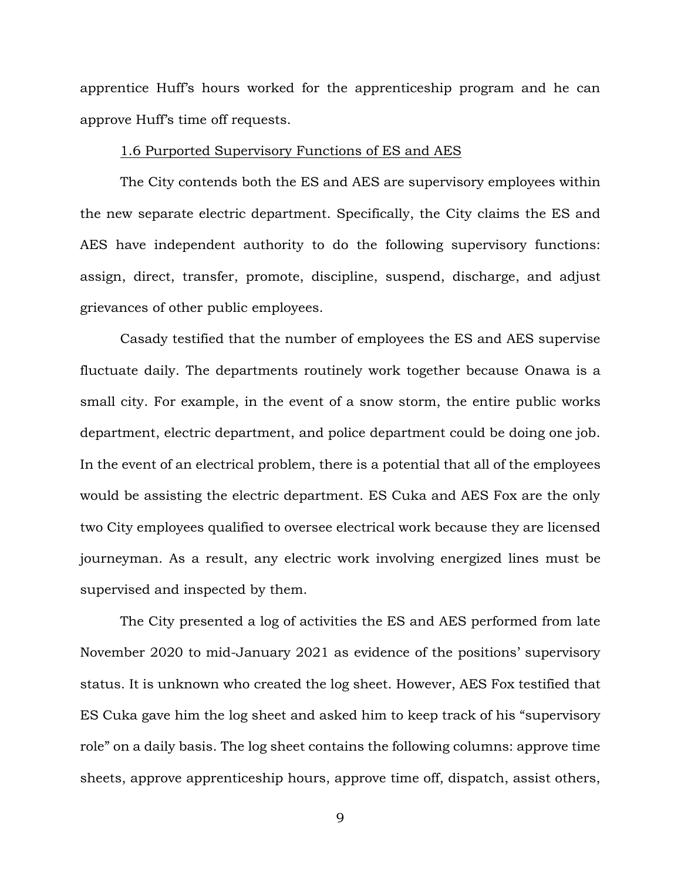apprentice Huff's hours worked for the apprenticeship program and he can approve Huff's time off requests.

1.6 Purported Supervisory Functions of ES and AES

The City contends both the ES and AES are supervisory employees within the new separate electric department. Specifically, the City claims the ES and AES have independent authority to do the following supervisory functions: assign, direct, transfer, promote, discipline, suspend, discharge, and adjust grievances of other public employees.

Casady testified that the number of employees the ES and AES supervise fluctuate daily. The departments routinely work together because Onawa is a small city. For example, in the event of a snow storm, the entire public works department, electric department, and police department could be doing one job. In the event of an electrical problem, there is a potential that all of the employees would be assisting the electric department. ES Cuka and AES Fox are the only two City employees qualified to oversee electrical work because they are licensed journeyman. As a result, any electric work involving energized lines must be supervised and inspected by them.

The City presented a log of activities the ES and AES performed from late November 2020 to mid-January 2021 as evidence of the positions' supervisory status. It is unknown who created the log sheet. However, AES Fox testified that ES Cuka gave him the log sheet and asked him to keep track of his "supervisory role" on a daily basis. The log sheet contains the following columns: approve time sheets, approve apprenticeship hours, approve time off, dispatch, assist others,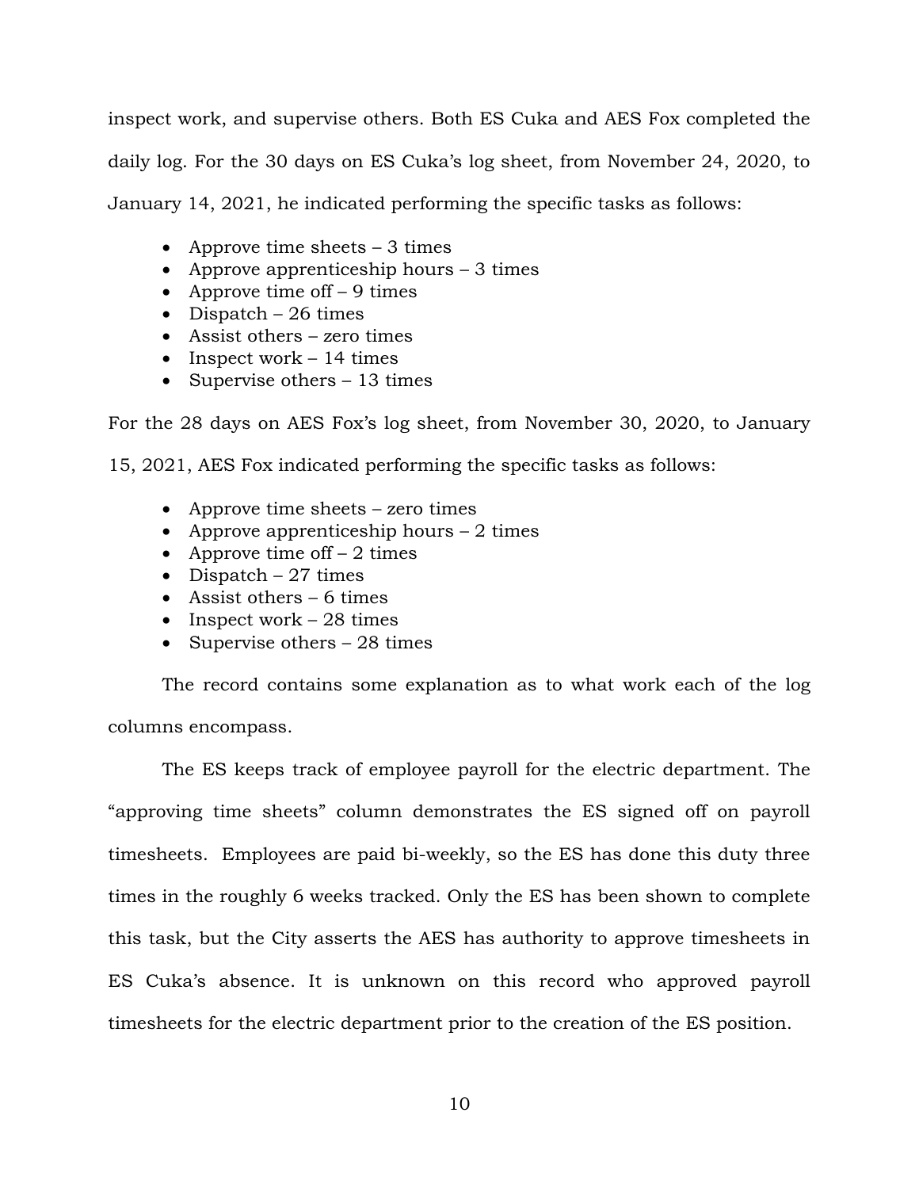inspect work, and supervise others. Both ES Cuka and AES Fox completed the daily log. For the 30 days on ES Cuka's log sheet, from November 24, 2020, to January 14, 2021, he indicated performing the specific tasks as follows:

- Approve time sheets – 3 times
- Approve apprenticeship hours – 3 times
- Approve time off – 9 times
- Dispatch – 26 times
- Assist others – zero times
- Inspect work – 14 times
- Supervise others – 13 times

For the 28 days on AES Fox's log sheet, from November 30, 2020, to January 15, 2021, AES Fox indicated performing the specific tasks as follows:

- Approve time sheets – zero times
- Approve apprenticeship hours – 2 times
- Approve time off – 2 times
- Dispatch – 27 times
- Assist others – 6 times
- Inspect work – 28 times
- Supervise others – 28 times

The record contains some explanation as to what work each of the log columns encompass.

The ES keeps track of employee payroll for the electric department. The "approving time sheets" column demonstrates the ES signed off on payroll timesheets. Employees are paid bi-weekly, so the ES has done this duty three times in the roughly 6 weeks tracked. Only the ES has been shown to complete this task, but the City asserts the AES has authority to approve timesheets in ES Cuka's absence. It is unknown on this record who approved payroll timesheets for the electric department prior to the creation of the ES position.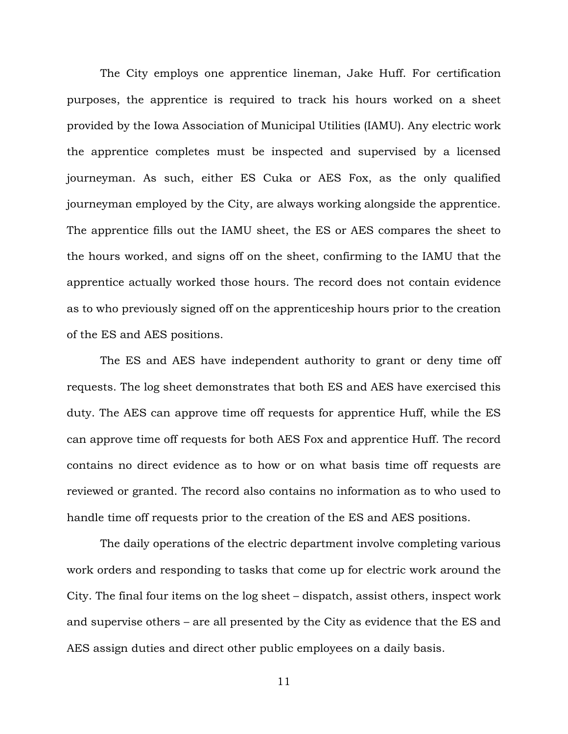The City employs one apprentice lineman, Jake Huff. For certification purposes, the apprentice is required to track his hours worked on a sheet provided by the Iowa Association of Municipal Utilities (IAMU). Any electric work the apprentice completes must be inspected and supervised by a licensed journeyman. As such, either ES Cuka or AES Fox, as the only qualified journeyman employed by the City, are always working alongside the apprentice. The apprentice fills out the IAMU sheet, the ES or AES compares the sheet to the hours worked, and signs off on the sheet, confirming to the IAMU that the apprentice actually worked those hours. The record does not contain evidence as to who previously signed off on the apprenticeship hours prior to the creation of the ES and AES positions.

The ES and AES have independent authority to grant or deny time off requests. The log sheet demonstrates that both ES and AES have exercised this duty. The AES can approve time off requests for apprentice Huff, while the ES can approve time off requests for both AES Fox and apprentice Huff. The record contains no direct evidence as to how or on what basis time off requests are reviewed or granted. The record also contains no information as to who used to handle time off requests prior to the creation of the ES and AES positions.

The daily operations of the electric department involve completing various work orders and responding to tasks that come up for electric work around the City. The final four items on the log sheet – dispatch, assist others, inspect work and supervise others – are all presented by the City as evidence that the ES and AES assign duties and direct other public employees on a daily basis.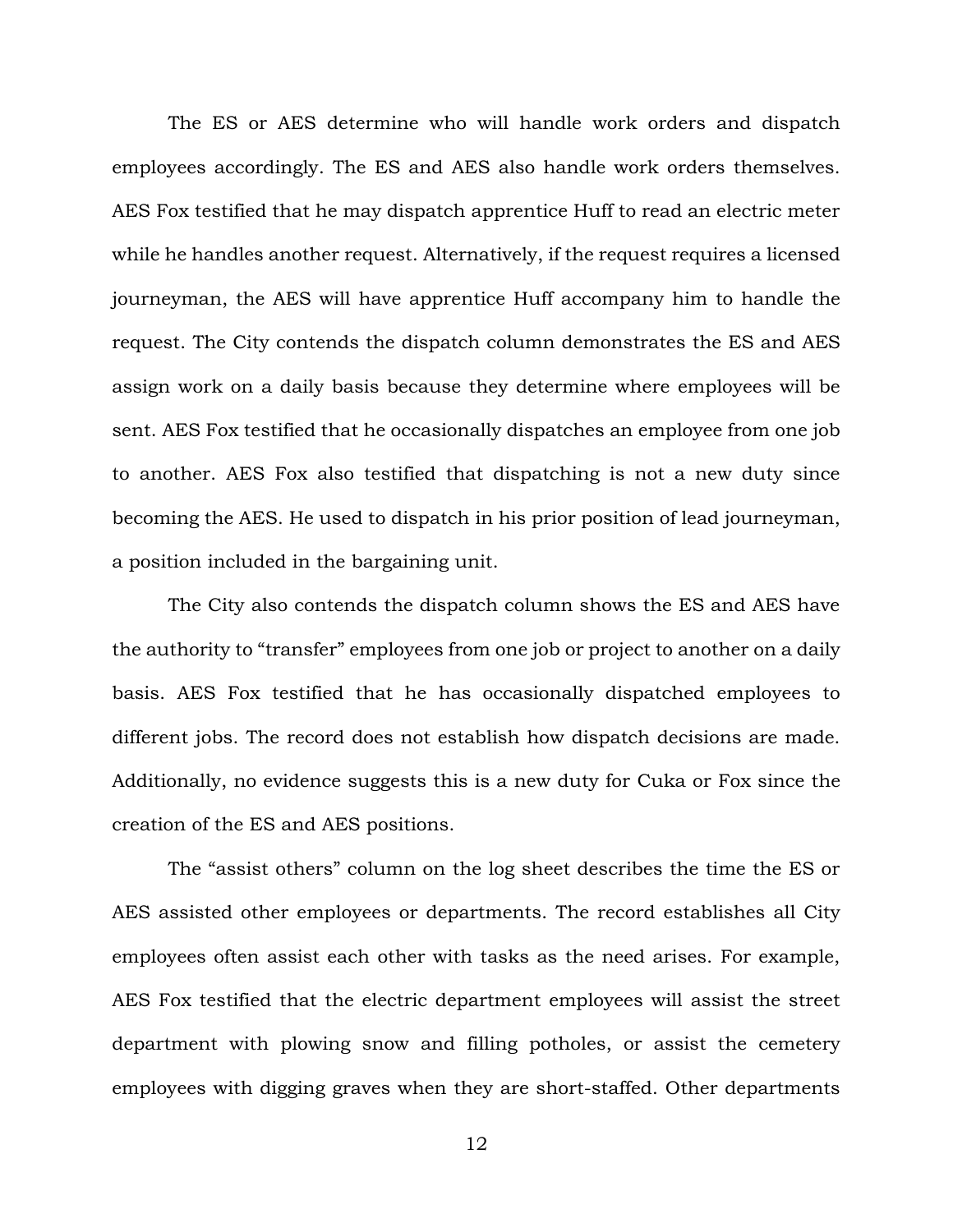The ES or AES determine who will handle work orders and dispatch employees accordingly. The ES and AES also handle work orders themselves. AES Fox testified that he may dispatch apprentice Huff to read an electric meter while he handles another request. Alternatively, if the request requires a licensed journeyman, the AES will have apprentice Huff accompany him to handle the request. The City contends the dispatch column demonstrates the ES and AES assign work on a daily basis because they determine where employees will be sent. AES Fox testified that he occasionally dispatches an employee from one job to another. AES Fox also testified that dispatching is not a new duty since becoming the AES. He used to dispatch in his prior position of lead journeyman, a position included in the bargaining unit.

The City also contends the dispatch column shows the ES and AES have the authority to "transfer" employees from one job or project to another on a daily basis. AES Fox testified that he has occasionally dispatched employees to different jobs. The record does not establish how dispatch decisions are made. Additionally, no evidence suggests this is a new duty for Cuka or Fox since the creation of the ES and AES positions.

The "assist others" column on the log sheet describes the time the ES or AES assisted other employees or departments. The record establishes all City employees often assist each other with tasks as the need arises. For example, AES Fox testified that the electric department employees will assist the street department with plowing snow and filling potholes, or assist the cemetery employees with digging graves when they are short-staffed. Other departments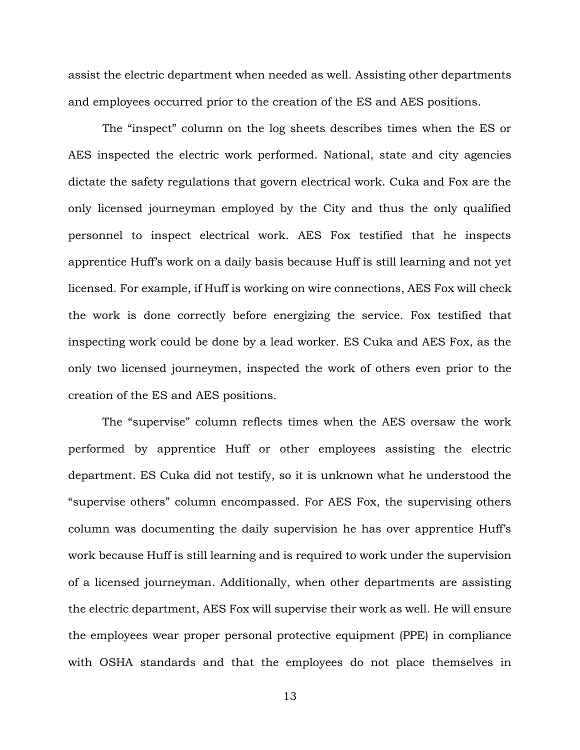assist the electric department when needed as well. Assisting other departments and employees occurred prior to the creation of the ES and AES positions.

The "inspect" column on the log sheets describes times when the ES or AES inspected the electric work performed. National, state and city agencies dictate the safety regulations that govern electrical work. Cuka and Fox are the only licensed journeyman employed by the City and thus the only qualified personnel to inspect electrical work. AES Fox testified that he inspects apprentice Huff's work on a daily basis because Huff is still learning and not yet licensed. For example, if Huff is working on wire connections, AES Fox will check the work is done correctly before energizing the service. Fox testified that inspecting work could be done by a lead worker. ES Cuka and AES Fox, as the only two licensed journeymen, inspected the work of others even prior to the creation of the ES and AES positions.

The "supervise" column reflects times when the AES oversaw the work performed by apprentice Huff or other employees assisting the electric department. ES Cuka did not testify, so it is unknown what he understood the "supervise others" column encompassed. For AES Fox, the supervising others column was documenting the daily supervision he has over apprentice Huff's work because Huff is still learning and is required to work under the supervision of a licensed journeyman. Additionally, when other departments are assisting the electric department, AES Fox will supervise their work as well. He will ensure the employees wear proper personal protective equipment (PPE) in compliance with OSHA standards and that the employees do not place themselves in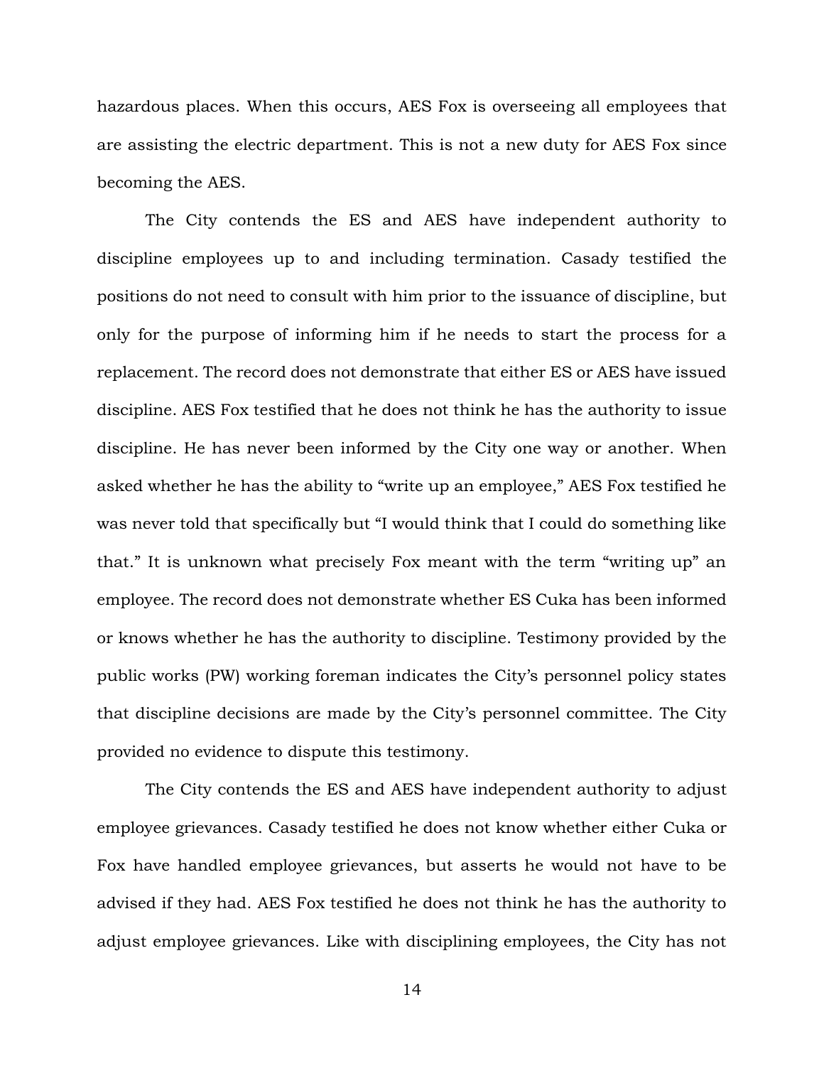hazardous places. When this occurs, AES Fox is overseeing all employees that are assisting the electric department. This is not a new duty for AES Fox since becoming the AES.

The City contends the ES and AES have independent authority to discipline employees up to and including termination. Casady testified the positions do not need to consult with him prior to the issuance of discipline, but only for the purpose of informing him if he needs to start the process for a replacement. The record does not demonstrate that either ES or AES have issued discipline. AES Fox testified that he does not think he has the authority to issue discipline. He has never been informed by the City one way or another. When asked whether he has the ability to "write up an employee," AES Fox testified he was never told that specifically but "I would think that I could do something like that." It is unknown what precisely Fox meant with the term "writing up" an employee. The record does not demonstrate whether ES Cuka has been informed or knows whether he has the authority to discipline. Testimony provided by the public works (PW) working foreman indicates the City's personnel policy states that discipline decisions are made by the City's personnel committee. The City provided no evidence to dispute this testimony.

The City contends the ES and AES have independent authority to adjust employee grievances. Casady testified he does not know whether either Cuka or Fox have handled employee grievances, but asserts he would not have to be advised if they had. AES Fox testified he does not think he has the authority to adjust employee grievances. Like with disciplining employees, the City has not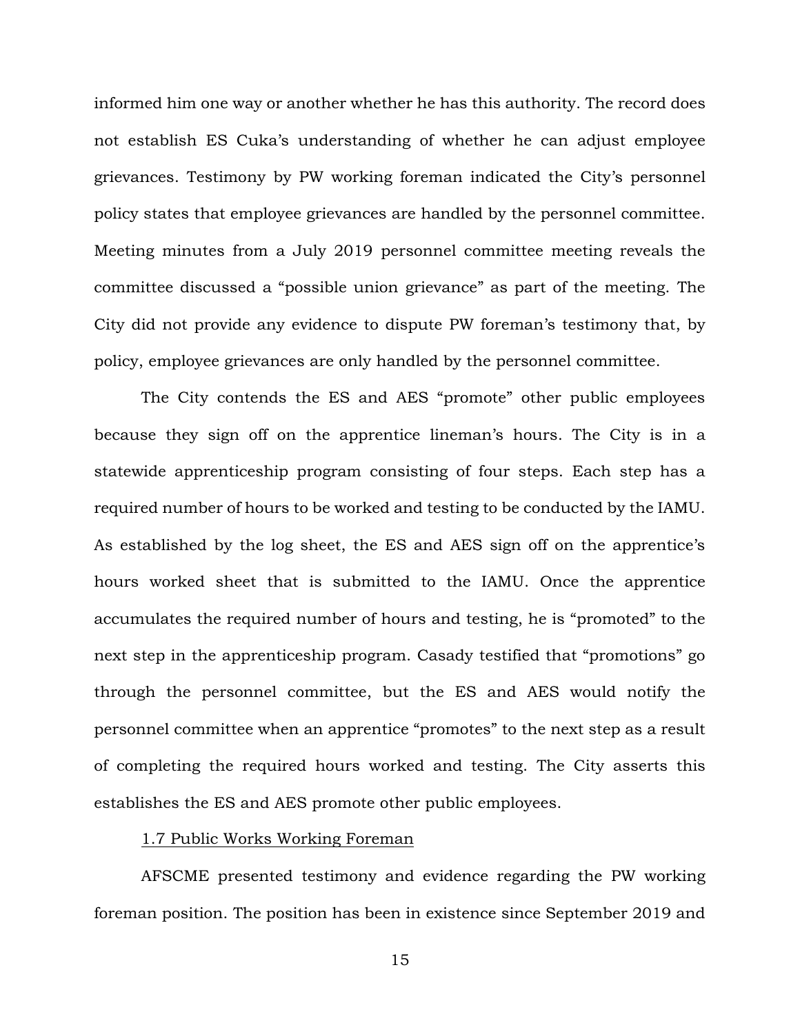informed him one way or another whether he has this authority. The record does not establish ES Cuka's understanding of whether he can adjust employee grievances. Testimony by PW working foreman indicated the City's personnel policy states that employee grievances are handled by the personnel committee. Meeting minutes from a July 2019 personnel committee meeting reveals the committee discussed a "possible union grievance" as part of the meeting. The City did not provide any evidence to dispute PW foreman's testimony that, by policy, employee grievances are only handled by the personnel committee.

The City contends the ES and AES "promote" other public employees because they sign off on the apprentice lineman's hours. The City is in a statewide apprenticeship program consisting of four steps. Each step has a required number of hours to be worked and testing to be conducted by the IAMU. As established by the log sheet, the ES and AES sign off on the apprentice's hours worked sheet that is submitted to the IAMU. Once the apprentice accumulates the required number of hours and testing, he is "promoted" to the next step in the apprenticeship program. Casady testified that "promotions" go through the personnel committee, but the ES and AES would notify the personnel committee when an apprentice "promotes" to the next step as a result of completing the required hours worked and testing. The City asserts this establishes the ES and AES promote other public employees.

<u>1.7 Public Works Working Foreman</u>

AFSCME presented testimony and evidence regarding the PW working foreman position. The position has been in existence since September 2019 and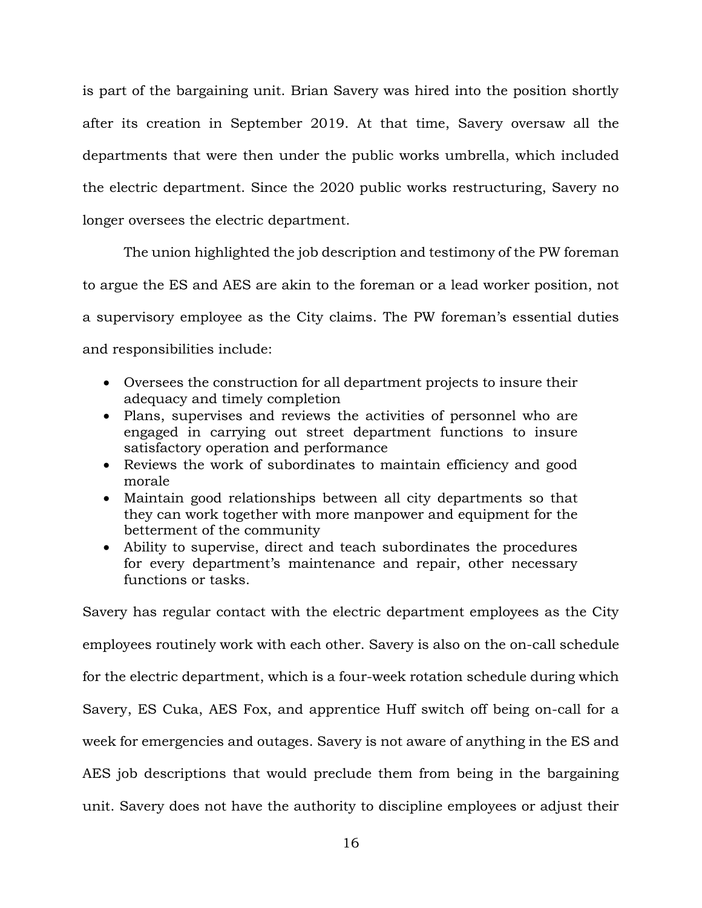is part of the bargaining unit. Brian Savery was hired into the position shortly after its creation in September 2019. At that time, Savery oversaw all the departments that were then under the public works umbrella, which included the electric department. Since the 2020 public works restructuring, Savery no longer oversees the electric department.

The union highlighted the job description and testimony of the PW foreman to argue the ES and AES are akin to the foreman or a lead worker position, not a supervisory employee as the City claims. The PW foreman's essential duties and responsibilities include:

- Oversees the construction for all department projects to insure their adequacy and timely completion
- Plans, supervises and reviews the activities of personnel who are engaged in carrying out street department functions to insure satisfactory operation and performance
- Reviews the work of subordinates to maintain efficiency and good morale
- Maintain good relationships between all city departments so that they can work together with more manpower and equipment for the betterment of the community
- Ability to supervise, direct and teach subordinates the procedures for every department's maintenance and repair, other necessary functions or tasks.

Savery has regular contact with the electric department employees as the City employees routinely work with each other. Savery is also on the on-call schedule for the electric department, which is a four-week rotation schedule during which Savery, ES Cuka, AES Fox, and apprentice Huff switch off being on-call for a week for emergencies and outages. Savery is not aware of anything in the ES and AES job descriptions that would preclude them from being in the bargaining unit. Savery does not have the authority to discipline employees or adjust their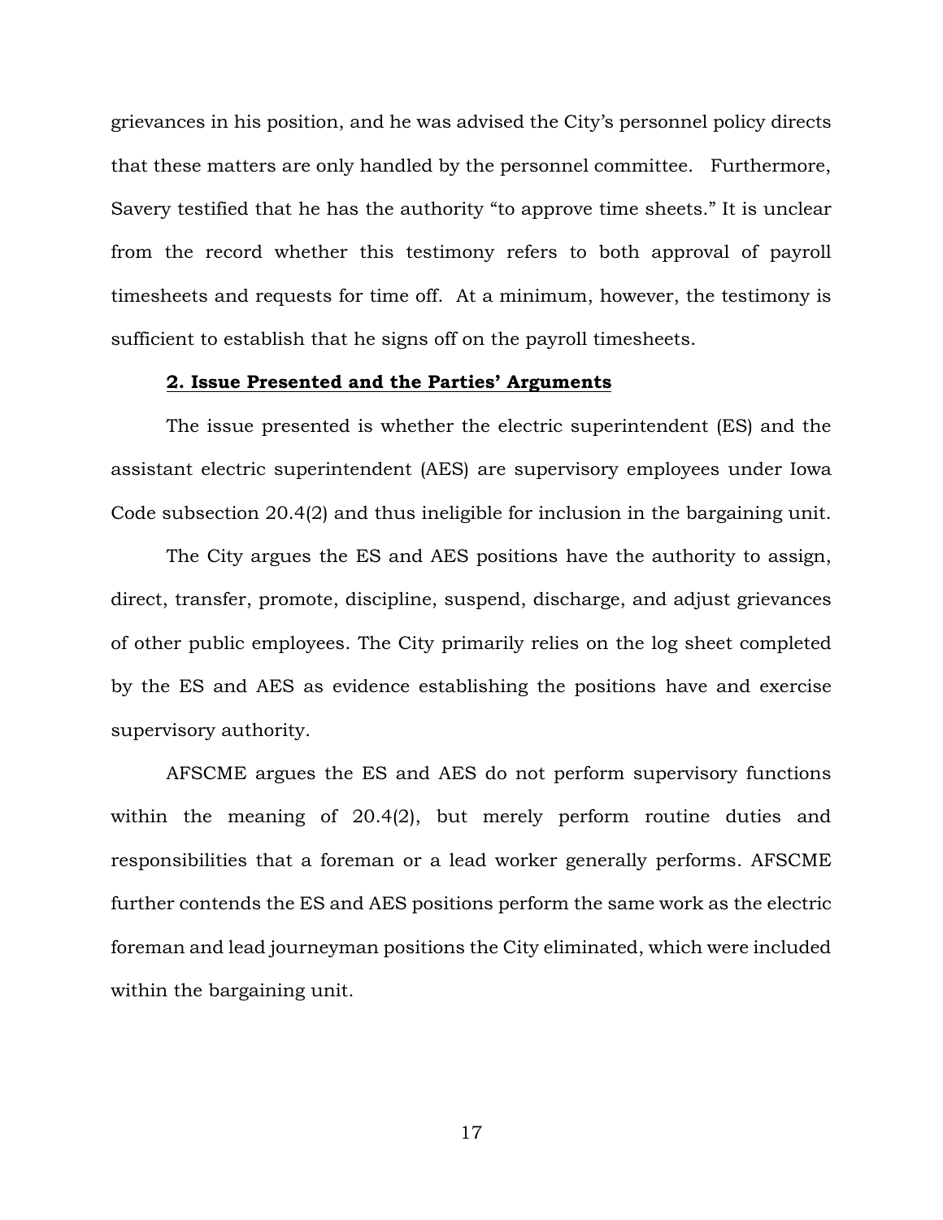grievances in his position, and he was advised the City's personnel policy directs that these matters are only handled by the personnel committee. Furthermore, Savery testified that he has the authority "to approve time sheets." It is unclear from the record whether this testimony refers to both approval of payroll timesheets and requests for time off. At a minimum, however, the testimony is sufficient to establish that he signs off on the payroll timesheets.

### 2. Issue Presented and the Parties' Arguments

The issue presented is whether the electric superintendent (ES) and the assistant electric superintendent (AES) are supervisory employees under Iowa Code subsection 20.4(2) and thus ineligible for inclusion in the bargaining unit.

The City argues the ES and AES positions have the authority to assign, direct, transfer, promote, discipline, suspend, discharge, and adjust grievances of other public employees. The City primarily relies on the log sheet completed by the ES and AES as evidence establishing the positions have and exercise supervisory authority.

AFSCME argues the ES and AES do not perform supervisory functions within the meaning of 20.4(2), but merely perform routine duties and responsibilities that a foreman or a lead worker generally performs. AFSCME further contends the ES and AES positions perform the same work as the electric foreman and lead journeyman positions the City eliminated, which were included within the bargaining unit.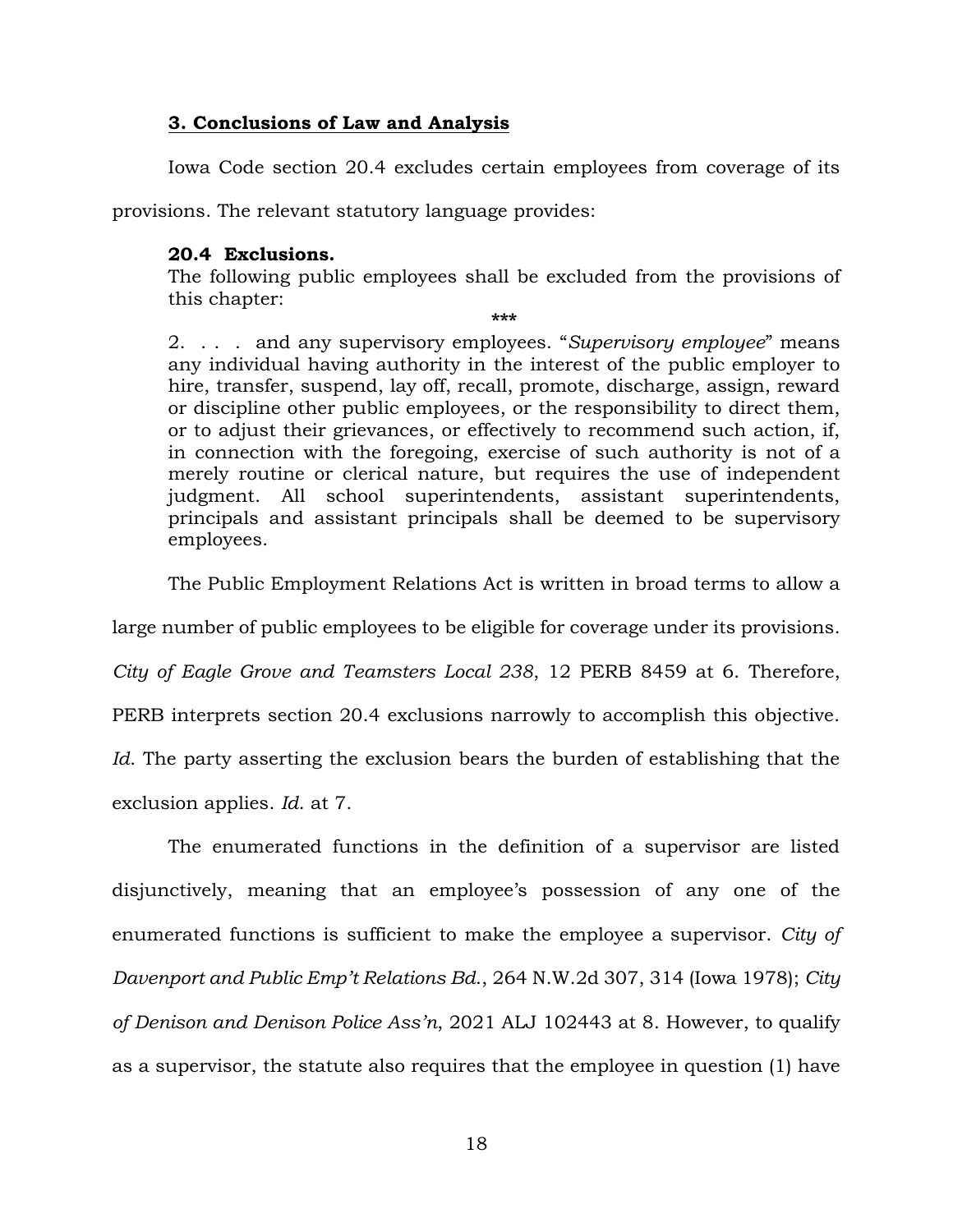### **3. Conclusions of Law and Analysis**

Iowa Code section 20.4 excludes certain employees from coverage of its provisions. The relevant statutory language provides:

> **20.4 Exclusions.**
> The following public employees shall be excluded from the provisions of this chapter:
>
> \*\*\*
>
> 2. . . . and any supervisory employees. "*Supervisory employee*" means any individual having authority in the interest of the public employer to hire, transfer, suspend, lay off, recall, promote, discharge, assign, reward or discipline other public employees, or the responsibility to direct them, or to adjust their grievances, or effectively to recommend such action, if, in connection with the foregoing, exercise of such authority is not of a merely routine or clerical nature, but requires the use of independent judgment. All school superintendents, assistant superintendents, principals and assistant principals shall be deemed to be supervisory employees.

The Public Employment Relations Act is written in broad terms to allow a large number of public employees to be eligible for coverage under its provisions. *City of Eagle Grove and Teamsters Local 238*, 12 PERB 8459 at 6. Therefore, PERB interprets section 20.4 exclusions narrowly to accomplish this objective. *Id.* The party asserting the exclusion bears the burden of establishing that the exclusion applies. *Id.* at 7.

The enumerated functions in the definition of a supervisor are listed disjunctively, meaning that an employee's possession of any one of the enumerated functions is sufficient to make the employee a supervisor. *City of Davenport and Public Emp't Relations Bd.*, 264 N.W.2d 307, 314 (Iowa 1978); *City of Denison and Denison Police Ass'n*, 2021 ALJ 102443 at 8. However, to qualify as a supervisor, the statute also requires that the employee in question (1) have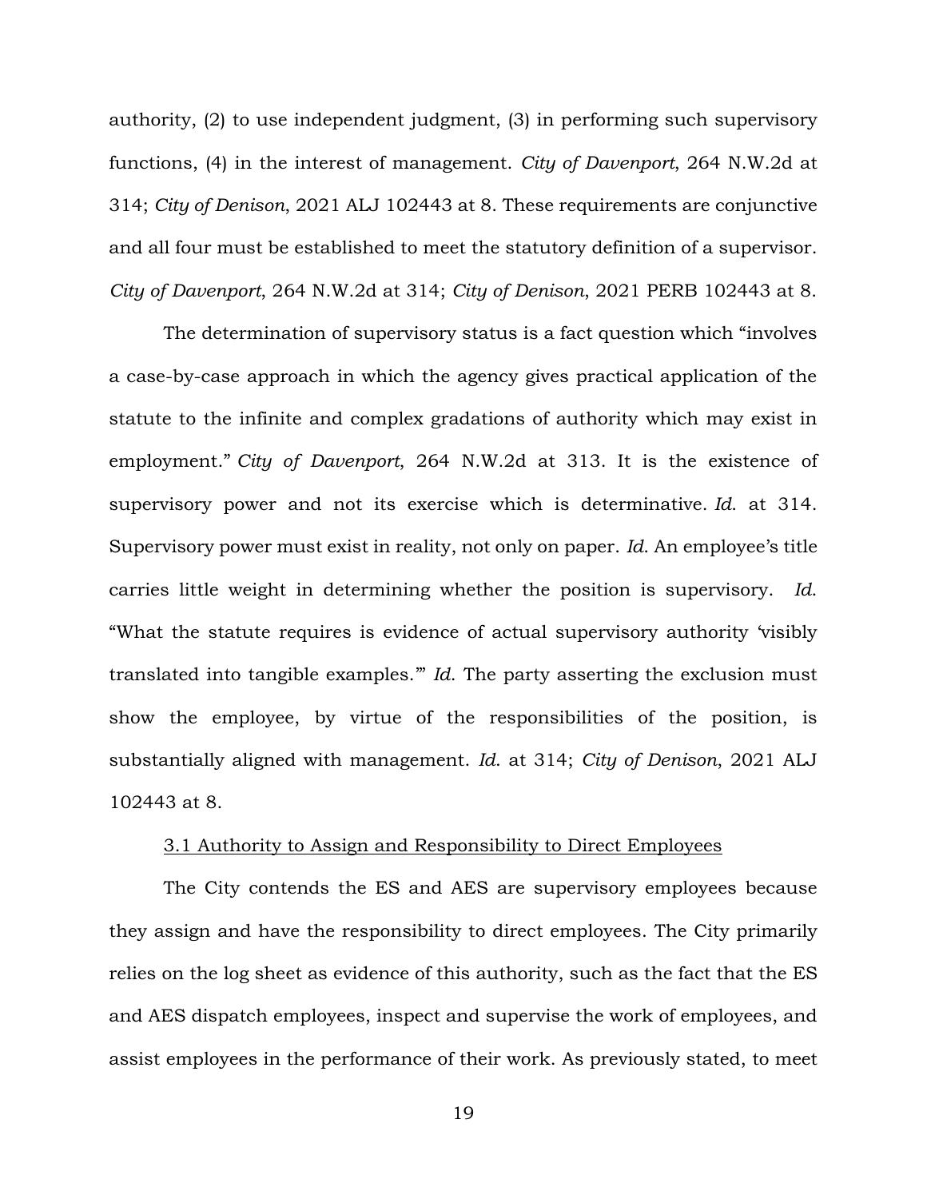authority, (2) to use independent judgment, (3) in performing such supervisory functions, (4) in the interest of management. *City of Davenport*, 264 N.W.2d at 314; *City of Denison*, 2021 ALJ 102443 at 8. These requirements are conjunctive and all four must be established to meet the statutory definition of a supervisor. *City of Davenport*, 264 N.W.2d at 314; *City of Denison*, 2021 PERB 102443 at 8.

The determination of supervisory status is a fact question which "involves a case-by-case approach in which the agency gives practical application of the statute to the infinite and complex gradations of authority which may exist in employment." *City of Davenport,* 264 N.W.2d at 313. It is the existence of supervisory power and not its exercise which is determinative. *Id.* at 314. Supervisory power must exist in reality, not only on paper. *Id.* An employee's title carries little weight in determining whether the position is supervisory. *Id.* "What the statute requires is evidence of actual supervisory authority 'visibly translated into tangible examples.'" *Id.* The party asserting the exclusion must show the employee, by virtue of the responsibilities of the position, is substantially aligned with management. *Id.* at 314; *City of Denison*, 2021 ALJ 102443 at 8.

<u>3.1 Authority to Assign and Responsibility to Direct Employees</u>

The City contends the ES and AES are supervisory employees because they assign and have the responsibility to direct employees. The City primarily relies on the log sheet as evidence of this authority, such as the fact that the ES and AES dispatch employees, inspect and supervise the work of employees, and assist employees in the performance of their work. As previously stated, to meet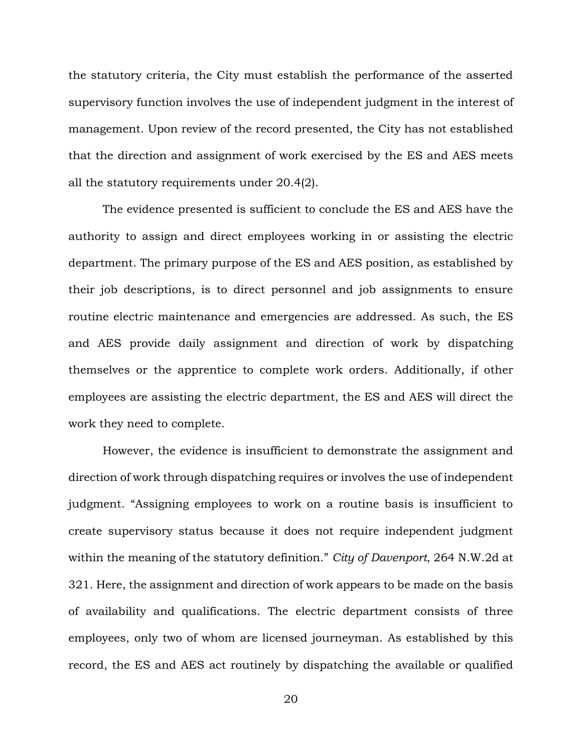the statutory criteria, the City must establish the performance of the asserted supervisory function involves the use of independent judgment in the interest of management. Upon review of the record presented, the City has not established that the direction and assignment of work exercised by the ES and AES meets all the statutory requirements under 20.4(2).

The evidence presented is sufficient to conclude the ES and AES have the authority to assign and direct employees working in or assisting the electric department. The primary purpose of the ES and AES position, as established by their job descriptions, is to direct personnel and job assignments to ensure routine electric maintenance and emergencies are addressed. As such, the ES and AES provide daily assignment and direction of work by dispatching themselves or the apprentice to complete work orders. Additionally, if other employees are assisting the electric department, the ES and AES will direct the work they need to complete.

However, the evidence is insufficient to demonstrate the assignment and direction of work through dispatching requires or involves the use of independent judgment. "Assigning employees to work on a routine basis is insufficient to create supervisory status because it does not require independent judgment within the meaning of the statutory definition." *City of Davenport*, 264 N.W.2d at 321. Here, the assignment and direction of work appears to be made on the basis of availability and qualifications. The electric department consists of three employees, only two of whom are licensed journeyman. As established by this record, the ES and AES act routinely by dispatching the available or qualified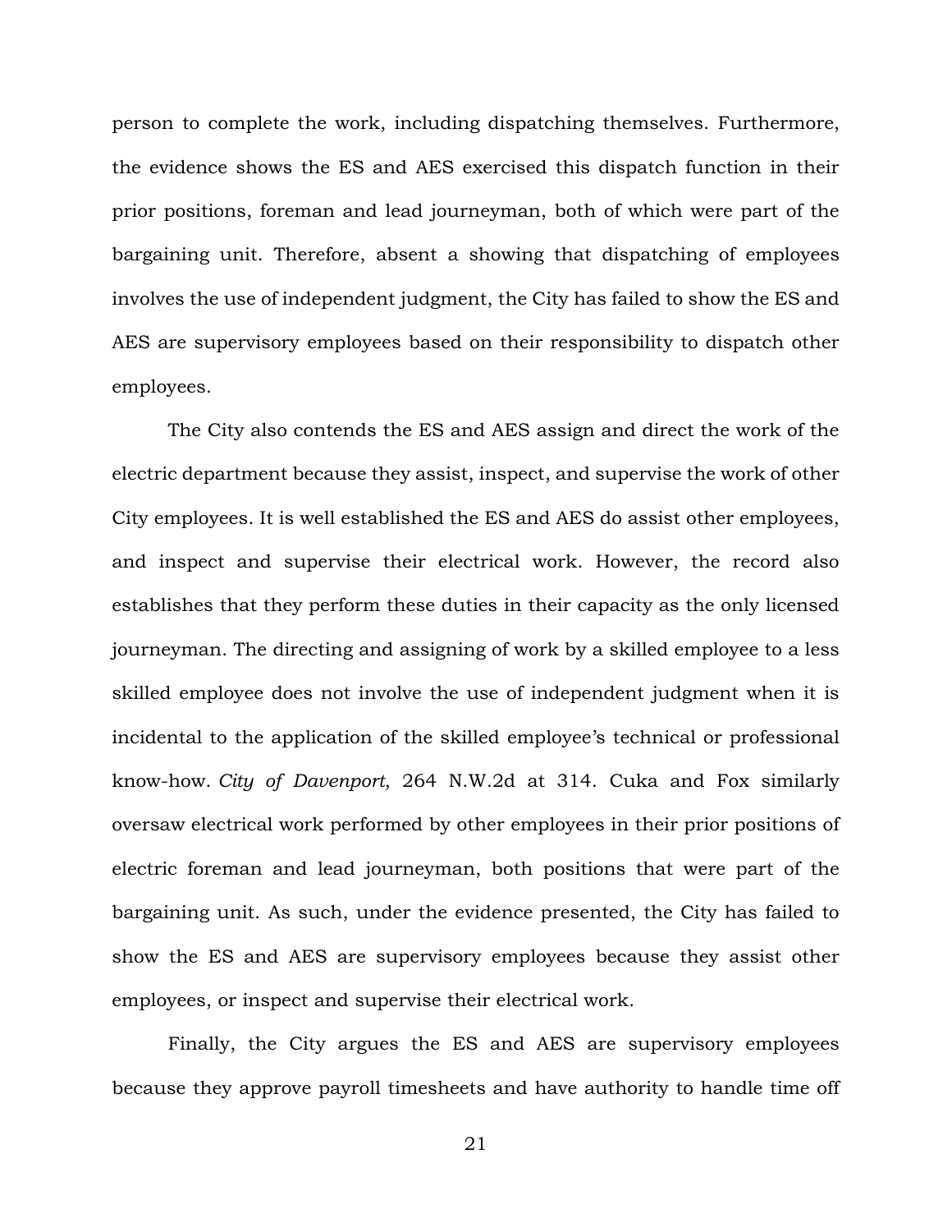person to complete the work, including dispatching themselves. Furthermore, the evidence shows the ES and AES exercised this dispatch function in their prior positions, foreman and lead journeyman, both of which were part of the bargaining unit. Therefore, absent a showing that dispatching of employees involves the use of independent judgment, the City has failed to show the ES and AES are supervisory employees based on their responsibility to dispatch other employees.

The City also contends the ES and AES assign and direct the work of the electric department because they assist, inspect, and supervise the work of other City employees. It is well established the ES and AES do assist other employees, and inspect and supervise their electrical work. However, the record also establishes that they perform these duties in their capacity as the only licensed journeyman. The directing and assigning of work by a skilled employee to a less skilled employee does not involve the use of independent judgment when it is incidental to the application of the skilled employee's technical or professional know-how. *City of Davenport*, 264 N.W.2d at 314. Cuka and Fox similarly oversaw electrical work performed by other employees in their prior positions of electric foreman and lead journeyman, both positions that were part of the bargaining unit. As such, under the evidence presented, the City has failed to show the ES and AES are supervisory employees because they assist other employees, or inspect and supervise their electrical work.

Finally, the City argues the ES and AES are supervisory employees because they approve payroll timesheets and have authority to handle time off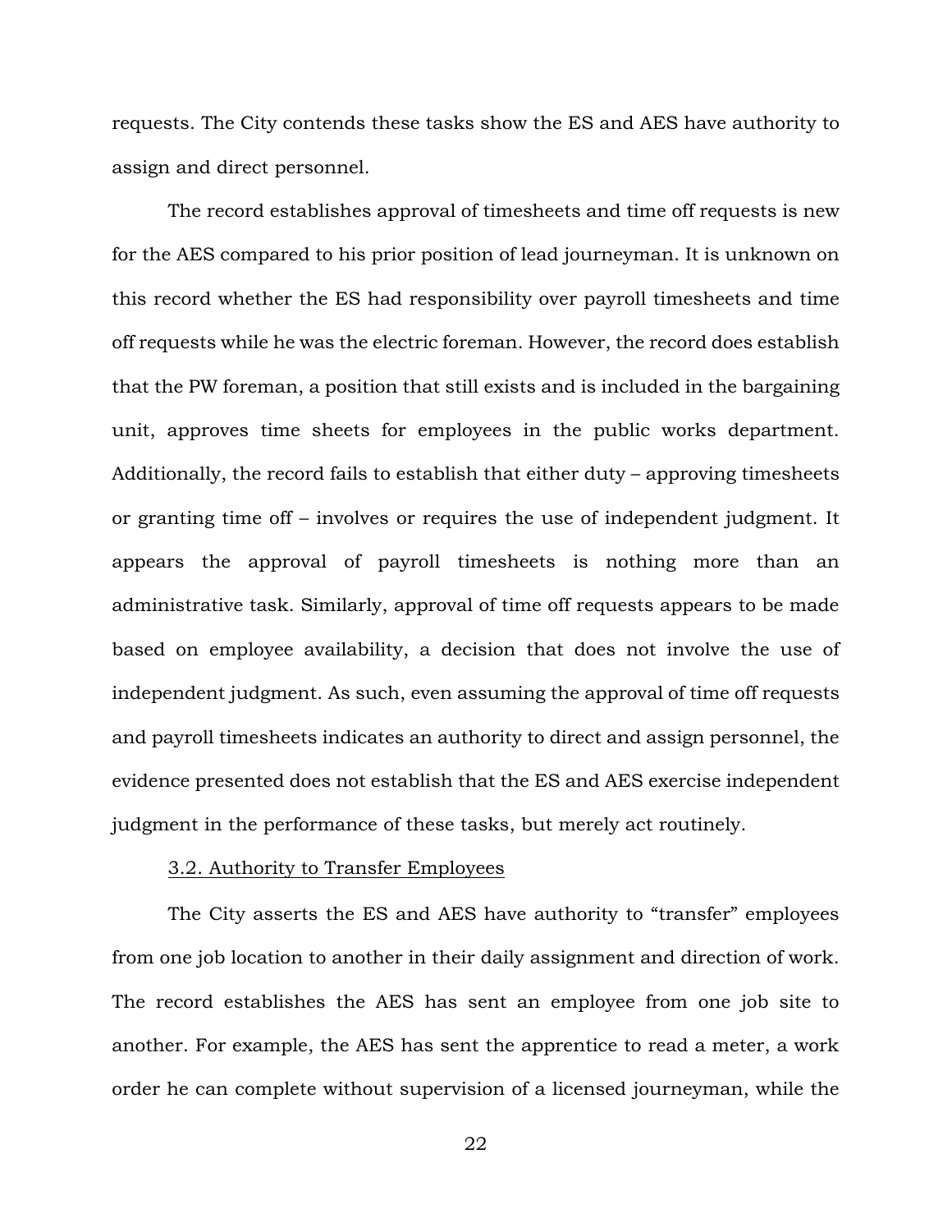requests. The City contends these tasks show the ES and AES have authority to assign and direct personnel.

The record establishes approval of timesheets and time off requests is new for the AES compared to his prior position of lead journeyman. It is unknown on this record whether the ES had responsibility over payroll timesheets and time off requests while he was the electric foreman. However, the record does establish that the PW foreman, a position that still exists and is included in the bargaining unit, approves time sheets for employees in the public works department. Additionally, the record fails to establish that either duty – approving timesheets or granting time off – involves or requires the use of independent judgment. It appears the approval of payroll timesheets is nothing more than an administrative task. Similarly, approval of time off requests appears to be made based on employee availability, a decision that does not involve the use of independent judgment. As such, even assuming the approval of time off requests and payroll timesheets indicates an authority to direct and assign personnel, the evidence presented does not establish that the ES and AES exercise independent judgment in the performance of these tasks, but merely act routinely.

3.2. Authority to Transfer Employees

The City asserts the ES and AES have authority to "transfer" employees from one job location to another in their daily assignment and direction of work. The record establishes the AES has sent an employee from one job site to another. For example, the AES has sent the apprentice to read a meter, a work order he can complete without supervision of a licensed journeyman, while the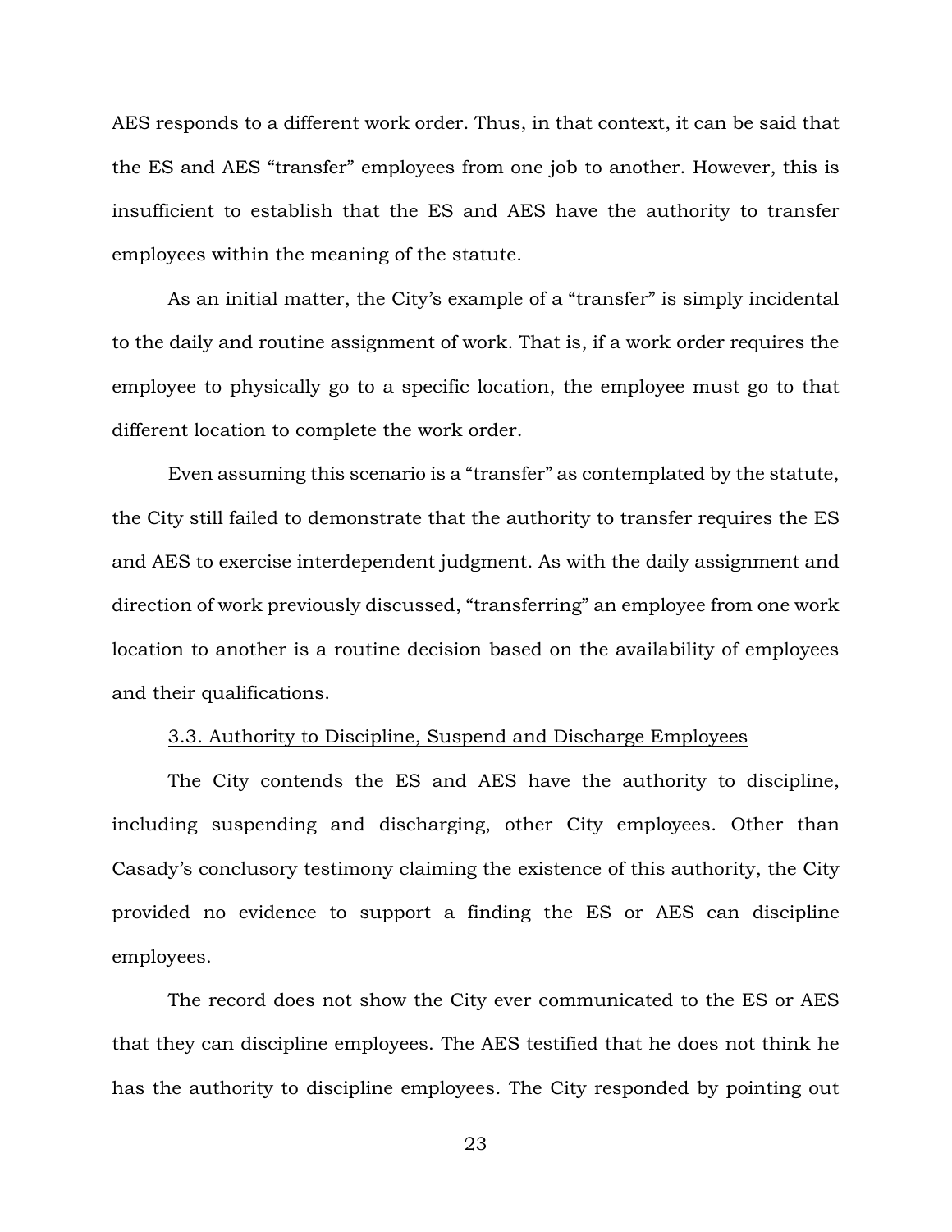AES responds to a different work order. Thus, in that context, it can be said that the ES and AES "transfer" employees from one job to another. However, this is insufficient to establish that the ES and AES have the authority to transfer employees within the meaning of the statute.

As an initial matter, the City's example of a "transfer" is simply incidental to the daily and routine assignment of work. That is, if a work order requires the employee to physically go to a specific location, the employee must go to that different location to complete the work order.

Even assuming this scenario is a "transfer" as contemplated by the statute, the City still failed to demonstrate that the authority to transfer requires the ES and AES to exercise interdependent judgment. As with the daily assignment and direction of work previously discussed, "transferring" an employee from one work location to another is a routine decision based on the availability of employees and their qualifications.

<u>3.3. Authority to Discipline, Suspend and Discharge Employees</u>

The City contends the ES and AES have the authority to discipline, including suspending and discharging, other City employees. Other than Casady's conclusory testimony claiming the existence of this authority, the City provided no evidence to support a finding the ES or AES can discipline employees.

The record does not show the City ever communicated to the ES or AES that they can discipline employees. The AES testified that he does not think he has the authority to discipline employees. The City responded by pointing out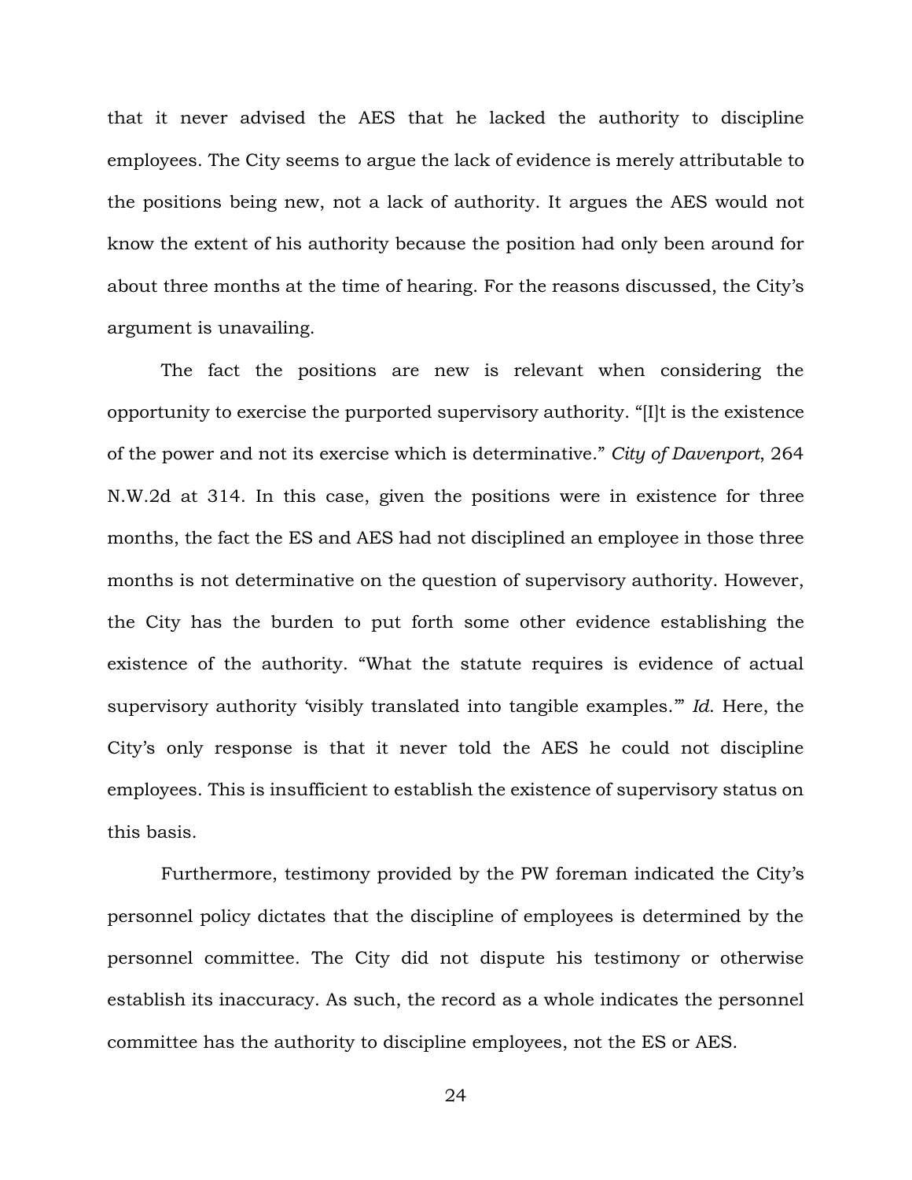that it never advised the AES that he lacked the authority to discipline employees. The City seems to argue the lack of evidence is merely attributable to the positions being new, not a lack of authority. It argues the AES would not know the extent of his authority because the position had only been around for about three months at the time of hearing. For the reasons discussed, the City's argument is unavailing.

The fact the positions are new is relevant when considering the opportunity to exercise the purported supervisory authority. "[I]t is the existence of the power and not its exercise which is determinative." *City of Davenport*, 264 N.W.2d at 314. In this case, given the positions were in existence for three months, the fact the ES and AES had not disciplined an employee in those three months is not determinative on the question of supervisory authority. However, the City has the burden to put forth some other evidence establishing the existence of the authority. "What the statute requires is evidence of actual supervisory authority 'visibly translated into tangible examples.'" *Id.* Here, the City's only response is that it never told the AES he could not discipline employees. This is insufficient to establish the existence of supervisory status on this basis.

Furthermore, testimony provided by the PW foreman indicated the City's personnel policy dictates that the discipline of employees is determined by the personnel committee. The City did not dispute his testimony or otherwise establish its inaccuracy. As such, the record as a whole indicates the personnel committee has the authority to discipline employees, not the ES or AES.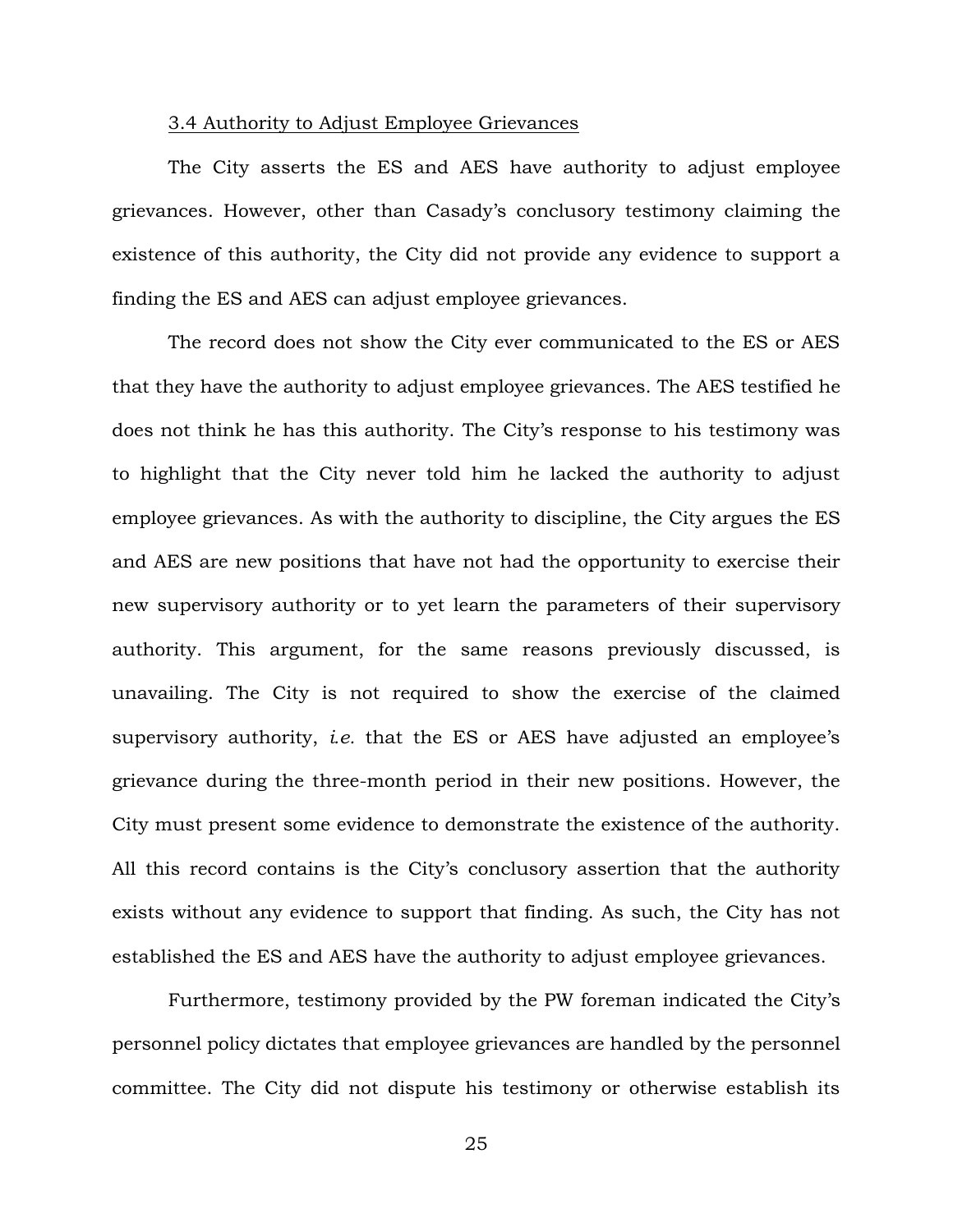### 3.4 Authority to Adjust Employee Grievances

The City asserts the ES and AES have authority to adjust employee grievances. However, other than Casady's conclusory testimony claiming the existence of this authority, the City did not provide any evidence to support a finding the ES and AES can adjust employee grievances.

The record does not show the City ever communicated to the ES or AES that they have the authority to adjust employee grievances. The AES testified he does not think he has this authority. The City's response to his testimony was to highlight that the City never told him he lacked the authority to adjust employee grievances. As with the authority to discipline, the City argues the ES and AES are new positions that have not had the opportunity to exercise their new supervisory authority or to yet learn the parameters of their supervisory authority. This argument, for the same reasons previously discussed, is unavailing. The City is not required to show the exercise of the claimed supervisory authority, *i.e.* that the ES or AES have adjusted an employee's grievance during the three-month period in their new positions. However, the City must present some evidence to demonstrate the existence of the authority. All this record contains is the City's conclusory assertion that the authority exists without any evidence to support that finding. As such, the City has not established the ES and AES have the authority to adjust employee grievances.

Furthermore, testimony provided by the PW foreman indicated the City's personnel policy dictates that employee grievances are handled by the personnel committee. The City did not dispute his testimony or otherwise establish its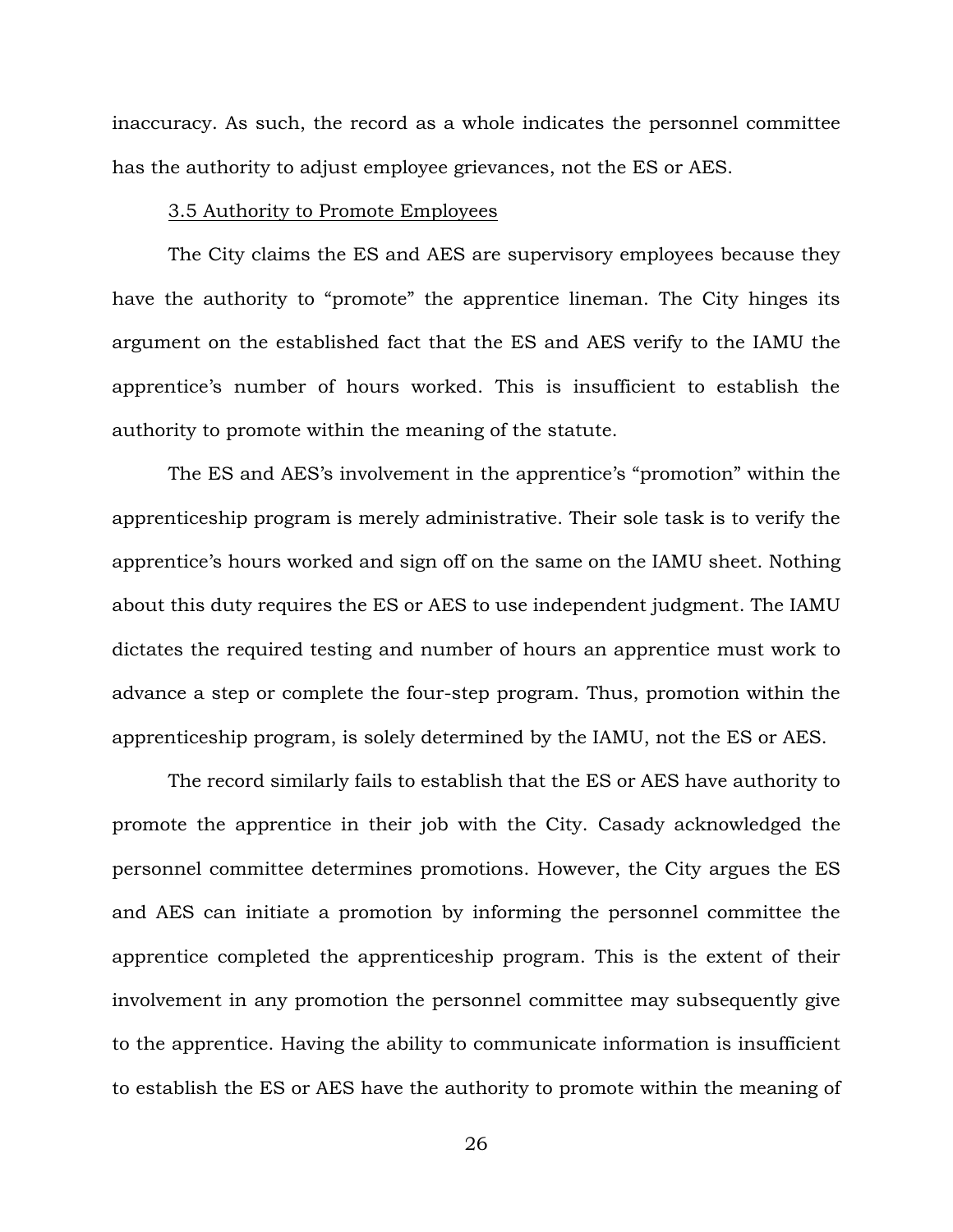inaccuracy. As such, the record as a whole indicates the personnel committee has the authority to adjust employee grievances, not the ES or AES.

3.5 Authority to Promote Employees

The City claims the ES and AES are supervisory employees because they have the authority to "promote" the apprentice lineman. The City hinges its argument on the established fact that the ES and AES verify to the IAMU the apprentice's number of hours worked. This is insufficient to establish the authority to promote within the meaning of the statute.

The ES and AES's involvement in the apprentice's "promotion" within the apprenticeship program is merely administrative. Their sole task is to verify the apprentice's hours worked and sign off on the same on the IAMU sheet. Nothing about this duty requires the ES or AES to use independent judgment. The IAMU dictates the required testing and number of hours an apprentice must work to advance a step or complete the four-step program. Thus, promotion within the apprenticeship program, is solely determined by the IAMU, not the ES or AES.

The record similarly fails to establish that the ES or AES have authority to promote the apprentice in their job with the City. Casady acknowledged the personnel committee determines promotions. However, the City argues the ES and AES can initiate a promotion by informing the personnel committee the apprentice completed the apprenticeship program. This is the extent of their involvement in any promotion the personnel committee may subsequently give to the apprentice. Having the ability to communicate information is insufficient to establish the ES or AES have the authority to promote within the meaning of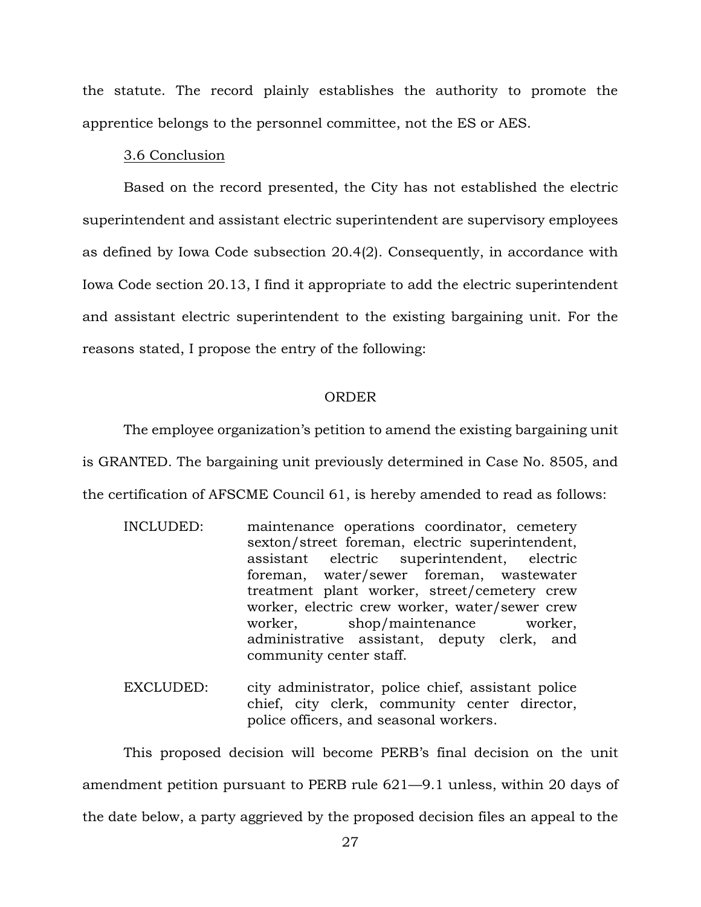the statute. The record plainly establishes the authority to promote the apprentice belongs to the personnel committee, not the ES or AES.

3.6 Conclusion

Based on the record presented, the City has not established the electric superintendent and assistant electric superintendent are supervisory employees as defined by Iowa Code subsection 20.4(2). Consequently, in accordance with Iowa Code section 20.13, I find it appropriate to add the electric superintendent and assistant electric superintendent to the existing bargaining unit. For the reasons stated, I propose the entry of the following:

## ORDER

The employee organization's petition to amend the existing bargaining unit is GRANTED. The bargaining unit previously determined in Case No. 8505, and the certification of AFSCME Council 61, is hereby amended to read as follows:

INCLUDED: maintenance operations coordinator, cemetery sexton/street foreman, electric superintendent, assistant electric superintendent, electric foreman, water/sewer foreman, wastewater treatment plant worker, street/cemetery crew worker, electric crew worker, water/sewer crew worker, shop/maintenance worker, administrative assistant, deputy clerk, and community center staff.

EXCLUDED: city administrator, police chief, assistant police chief, city clerk, community center director, police officers, and seasonal workers.

This proposed decision will become PERB's final decision on the unit amendment petition pursuant to PERB rule 621—9.1 unless, within 20 days of the date below, a party aggrieved by the proposed decision files an appeal to the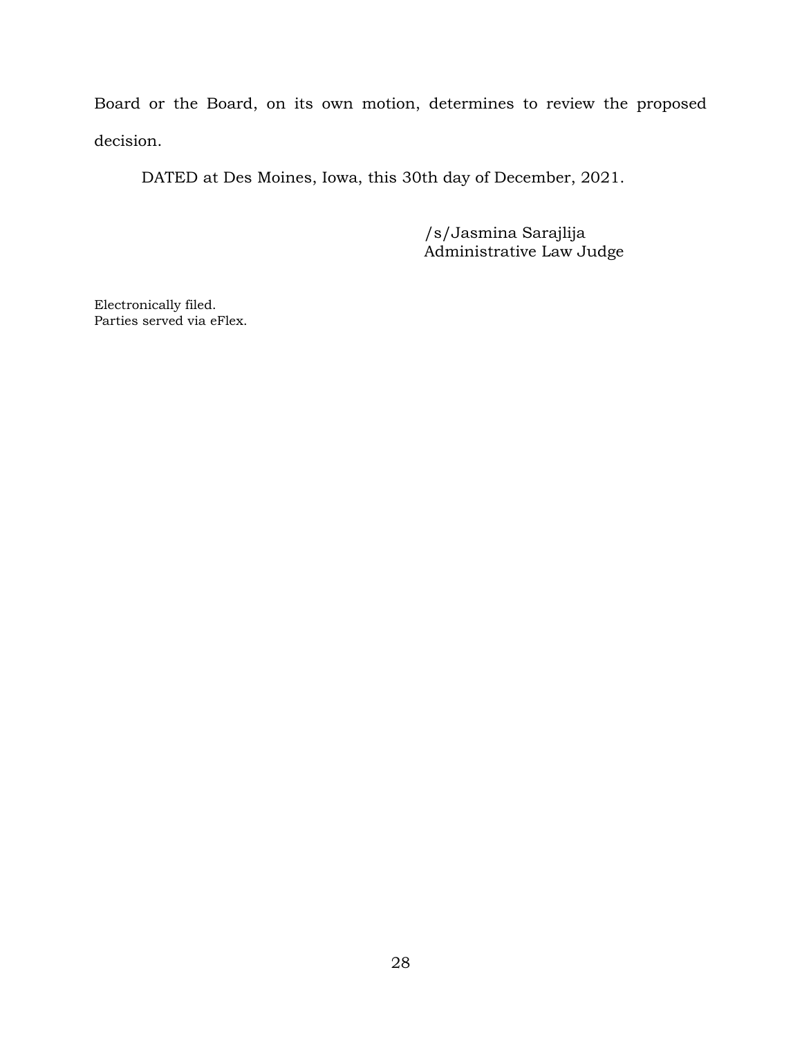Board or the Board, on its own motion, determines to review the proposed decision.

DATED at Des Moines, Iowa, this 30th day of December, 2021.

/s/Jasmina Sarajlija
Administrative Law Judge

Electronically filed.
Parties served via eFlex.